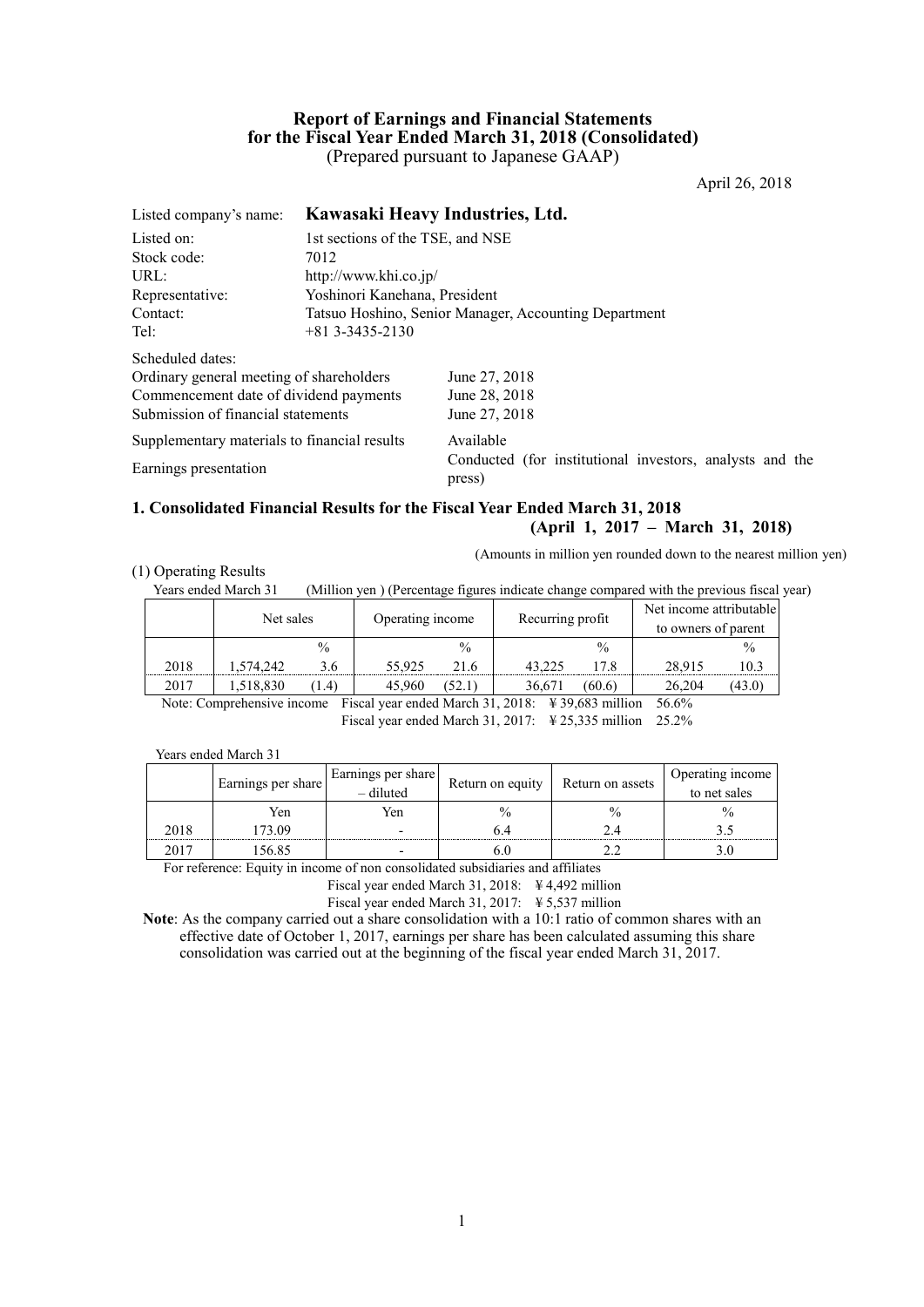# Report of Earnings and Financial Statements for the Fiscal Year Ended March 31, 2018 (Consolidated)

(Prepared pursuant to Japanese GAAP)

April 26, 2018

| | |
|---|---|
| Listed company's name: | **Kawasaki Heavy Industries, Ltd.** |
| Listed on: | 1st sections of the TSE, and NSE |
| Stock code: | 7012 |
| URL: | http://www.khi.co.jp/ |
| Representative: | Yoshinori Kanehana, President |
| Contact: | Tatsuo Hoshino, Senior Manager, Accounting Department |
| Tel: | +81 3-3435-2130 |

Scheduled dates:

| | |
|---|---|
| Ordinary general meeting of shareholders | June 27, 2018 |
| Commencement date of dividend payments | June 28, 2018 |
| Submission of financial statements | June 27, 2018 |
| Supplementary materials to financial results | Available |
| Earnings presentation | Conducted (for institutional investors, analysts and the press) |

## 1. Consolidated Financial Results for the Fiscal Year Ended March 31, 2018 (April 1, 2017 – March 31, 2018)

(Amounts in million yen rounded down to the nearest million yen)

(1) Operating Results

Years ended March 31 (Million yen ) (Percentage figures indicate change compared with the previous fiscal year)

| | Net sales | | Operating income | | Recurring profit | | Net income attributable to owners of parent | |
|---|---|---|---|---|---|---|---|---|
| | | % | | % | | % | | % |
| 2018 | 1,574,242 | 3.6 | 55,925 | 21.6 | 43,225 | 17.8 | 28,915 | 10.3 |
| 2017 | 1,518,830 | (1.4) | 45,960 | (52.1) | 36,671 | (60.6) | 26,204 | (43.0) |

Note: Comprehensive income Fiscal year ended March 31, 2018: ¥39,683 million 56.6%
Fiscal year ended March 31, 2017: ¥25,335 million 25.2%

Years ended March 31

| | Earnings per share | Earnings per share – diluted | Return on equity | Return on assets | Operating income to net sales |
|---|---|---|---|---|---|
| | Yen | Yen | % | % | % |
| 2018 | 173.09 | - | 6.4 | 2.4 | 3.5 |
| 2017 | 156.85 | - | 6.0 | 2.2 | 3.0 |

For reference: Equity in income of non consolidated subsidiaries and affiliates
Fiscal year ended March 31, 2018: ¥4,492 million
Fiscal year ended March 31, 2017: ¥5,537 million

**Note**: As the company carried out a share consolidation with a 10:1 ratio of common shares with an effective date of October 1, 2017, earnings per share has been calculated assuming this share consolidation was carried out at the beginning of the fiscal year ended March 31, 2017.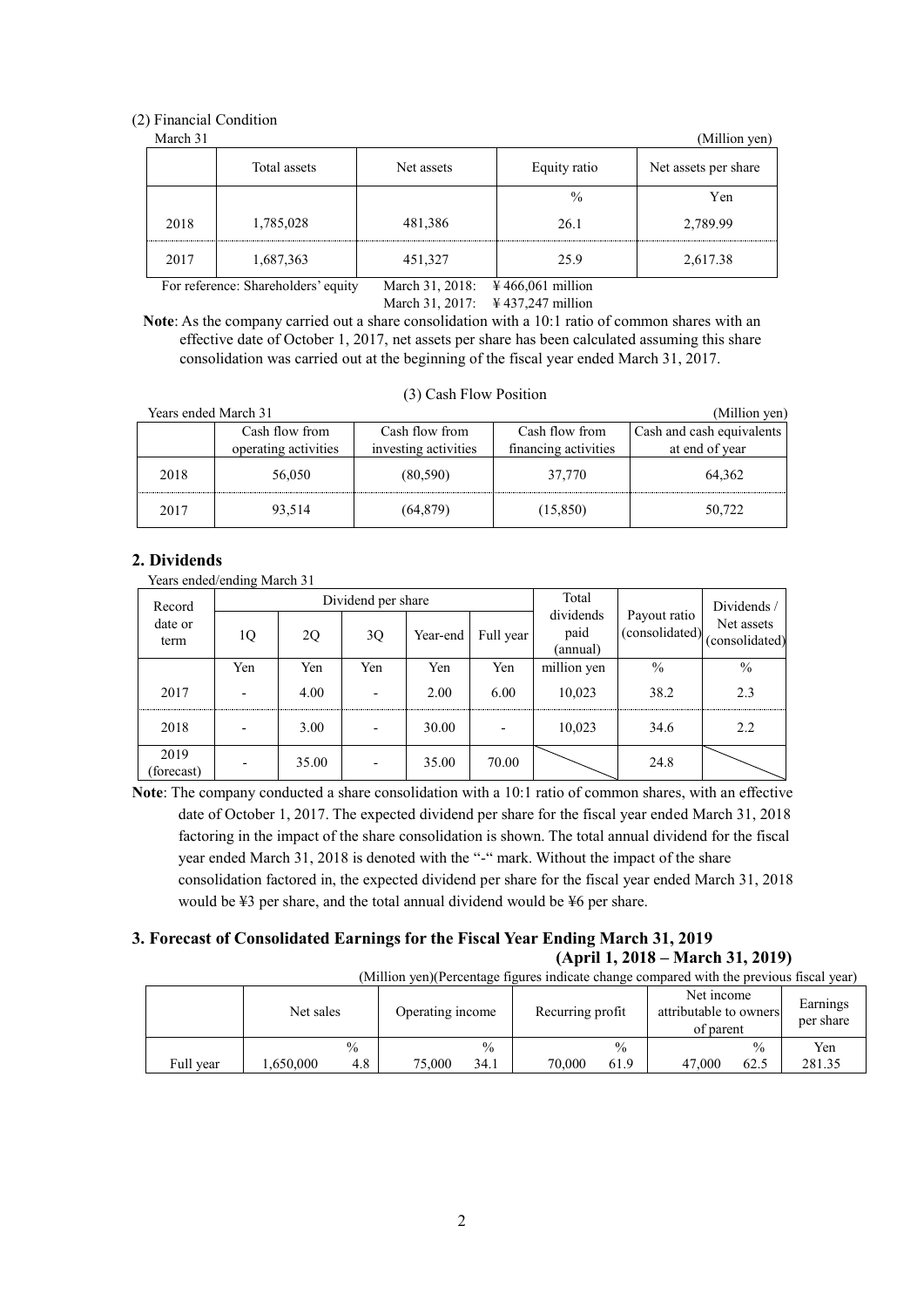(2) Financial Condition

March 31 (Million yen)

| | Total assets | Net assets | Equity ratio | Net assets per share |
|---|---|---|---|---|
| | | | % | Yen |
| 2018 | 1,785,028 | 481,386 | 26.1 | 2,789.99 |
| 2017 | 1,687,363 | 451,327 | 25.9 | 2,617.38 |

For reference: Shareholders' equity March 31, 2018: ¥466,061 million
March 31, 2017: ¥437,247 million

**Note**: As the company carried out a share consolidation with a 10:1 ratio of common shares with an effective date of October 1, 2017, net assets per share has been calculated assuming this share consolidation was carried out at the beginning of the fiscal year ended March 31, 2017.

(3) Cash Flow Position

Years ended March 31 (Million yen)

| | Cash flow from operating activities | Cash flow from investing activities | Cash flow from financing activities | Cash and cash equivalents at end of year |
|---|---|---|---|---|
| 2018 | 56,050 | (80,590) | 37,770 | 64,362 |
| 2017 | 93,514 | (64,879) | (15,850) | 50,722 |

## 2. Dividends

Years ended/ending March 31

| Record date or term | Dividend per share | | | | | Total dividends paid (annual) | Payout ratio (consolidated) | Dividends / Net assets (consolidated) |
|---|---|---|---|---|---|---|---|---|
| | 1Q | 2Q | 3Q | Year-end | Full year | | | |
| | Yen | Yen | Yen | Yen | Yen | million yen | % | % |
| 2017 | - | 4.00 | - | 2.00 | 6.00 | 10,023 | 38.2 | 2.3 |
| 2018 | - | 3.00 | - | 30.00 | - | 10,023 | 34.6 | 2.2 |
| 2019 (forecast) | - | 35.00 | - | 35.00 | 70.00 | | 24.8 | |

**Note**: The company conducted a share consolidation with a 10:1 ratio of common shares, with an effective date of October 1, 2017. The expected dividend per share for the fiscal year ended March 31, 2018 factoring in the impact of the share consolidation is shown. The total annual dividend for the fiscal year ended March 31, 2018 is denoted with the "-" mark. Without the impact of the share consolidation factored in, the expected dividend per share for the fiscal year ended March 31, 2018 would be ¥3 per share, and the total annual dividend would be ¥6 per share.

## 3. Forecast of Consolidated Earnings for the Fiscal Year Ending March 31, 2019 (April 1, 2018 – March 31, 2019)

(Million yen)(Percentage figures indicate change compared with the previous fiscal year)

| | Net sales | | Operating income | | Recurring profit | | Net income attributable to owners of parent | | Earnings per share |
|---|---|---|---|---|---|---|---|---|---|
| | | % | | % | | % | | % | Yen |
| Full year | 1,650,000 | 4.8 | 75,000 | 34.1 | 70,000 | 61.9 | 47,000 | 62.5 | 281.35 |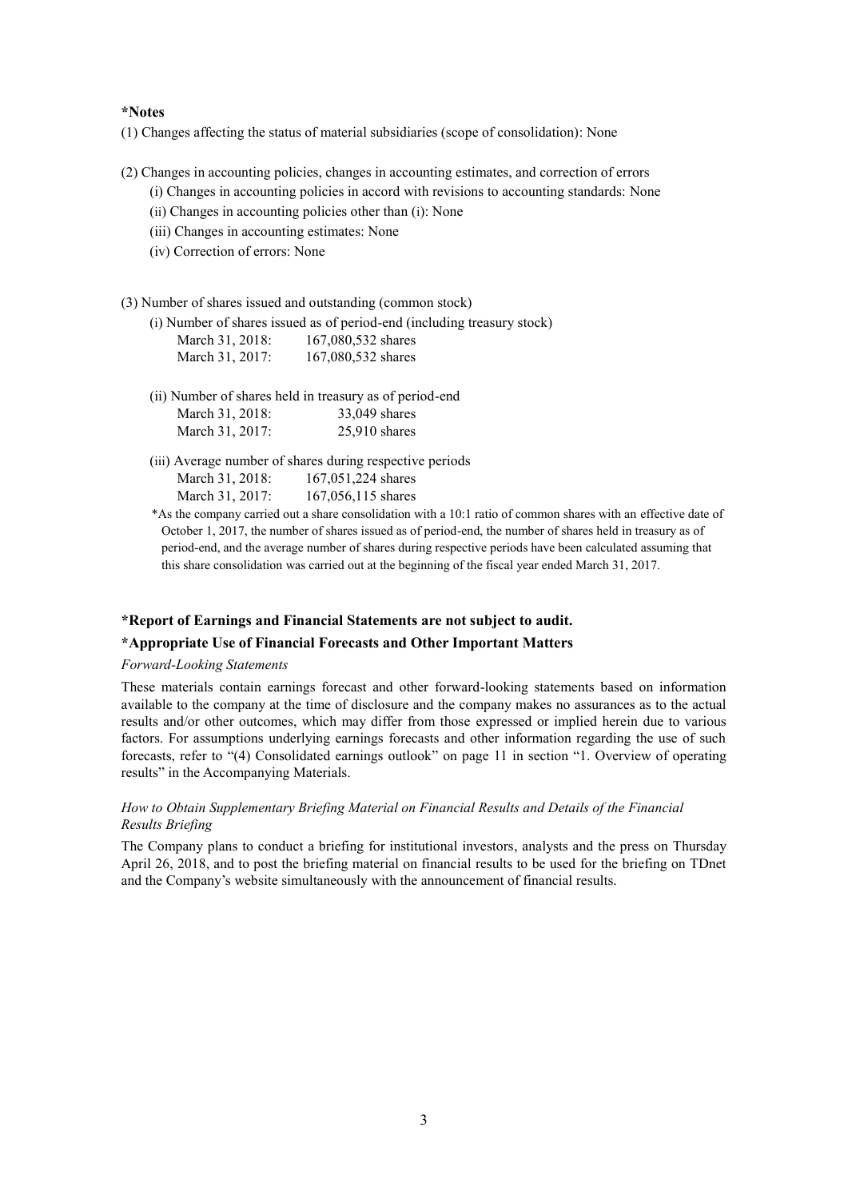**\*Notes**

(1) Changes affecting the status of material subsidiaries (scope of consolidation): None

(2) Changes in accounting policies, changes in accounting estimates, and correction of errors

(i) Changes in accounting policies in accord with revisions to accounting standards: None

(ii) Changes in accounting policies other than (i): None

(iii) Changes in accounting estimates: None

(iv) Correction of errors: None

(3) Number of shares issued and outstanding (common stock)

(i) Number of shares issued as of period-end (including treasury stock)

| | |
|---|---|
| March 31, 2018: | 167,080,532 shares |
| March 31, 2017: | 167,080,532 shares |

(ii) Number of shares held in treasury as of period-end

| | |
|---|---|
| March 31, 2018: | 33,049 shares |
| March 31, 2017: | 25,910 shares |

(iii) Average number of shares during respective periods

| | |
|---|---|
| March 31, 2018: | 167,051,224 shares |
| March 31, 2017: | 167,056,115 shares |

\*As the company carried out a share consolidation with a 10:1 ratio of common shares with an effective date of October 1, 2017, the number of shares issued as of period-end, the number of shares held in treasury as of period-end, and the average number of shares during respective periods have been calculated assuming that this share consolidation was carried out at the beginning of the fiscal year ended March 31, 2017.

**\*Report of Earnings and Financial Statements are not subject to audit.**

**\*Appropriate Use of Financial Forecasts and Other Important Matters**

*Forward-Looking Statements*

These materials contain earnings forecast and other forward-looking statements based on information available to the company at the time of disclosure and the company makes no assurances as to the actual results and/or other outcomes, which may differ from those expressed or implied herein due to various factors. For assumptions underlying earnings forecasts and other information regarding the use of such forecasts, refer to "(4) Consolidated earnings outlook" on page 11 in section "1. Overview of operating results" in the Accompanying Materials.

*How to Obtain Supplementary Briefing Material on Financial Results and Details of the Financial Results Briefing*

The Company plans to conduct a briefing for institutional investors, analysts and the press on Thursday April 26, 2018, and to post the briefing material on financial results to be used for the briefing on TDnet and the Company's website simultaneously with the announcement of financial results.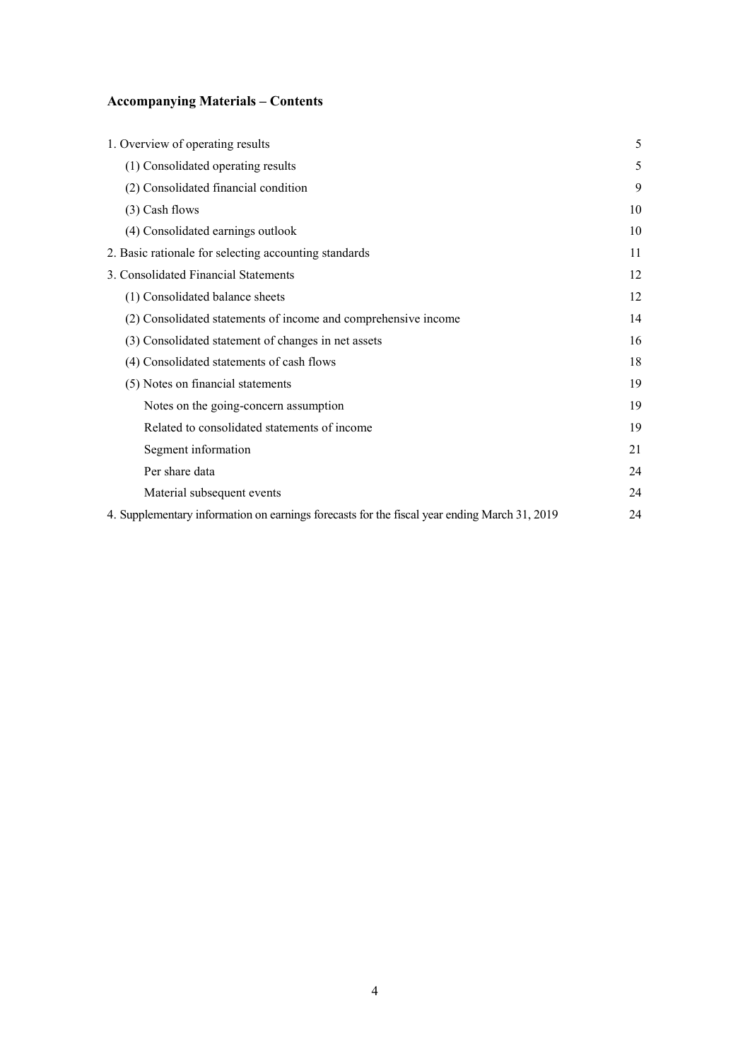## Accompanying Materials – Contents

| | |
|---|---|
| 1. Overview of operating results | 5 |
| (1) Consolidated operating results | 5 |
| (2) Consolidated financial condition | 9 |
| (3) Cash flows | 10 |
| (4) Consolidated earnings outlook | 10 |
| 2. Basic rationale for selecting accounting standards | 11 |
| 3. Consolidated Financial Statements | 12 |
| (1) Consolidated balance sheets | 12 |
| (2) Consolidated statements of income and comprehensive income | 14 |
| (3) Consolidated statement of changes in net assets | 16 |
| (4) Consolidated statements of cash flows | 18 |
| (5) Notes on financial statements | 19 |
| Notes on the going-concern assumption | 19 |
| Related to consolidated statements of income | 19 |
| Segment information | 21 |
| Per share data | 24 |
| Material subsequent events | 24 |
| 4. Supplementary information on earnings forecasts for the fiscal year ending March 31, 2019 | 24 |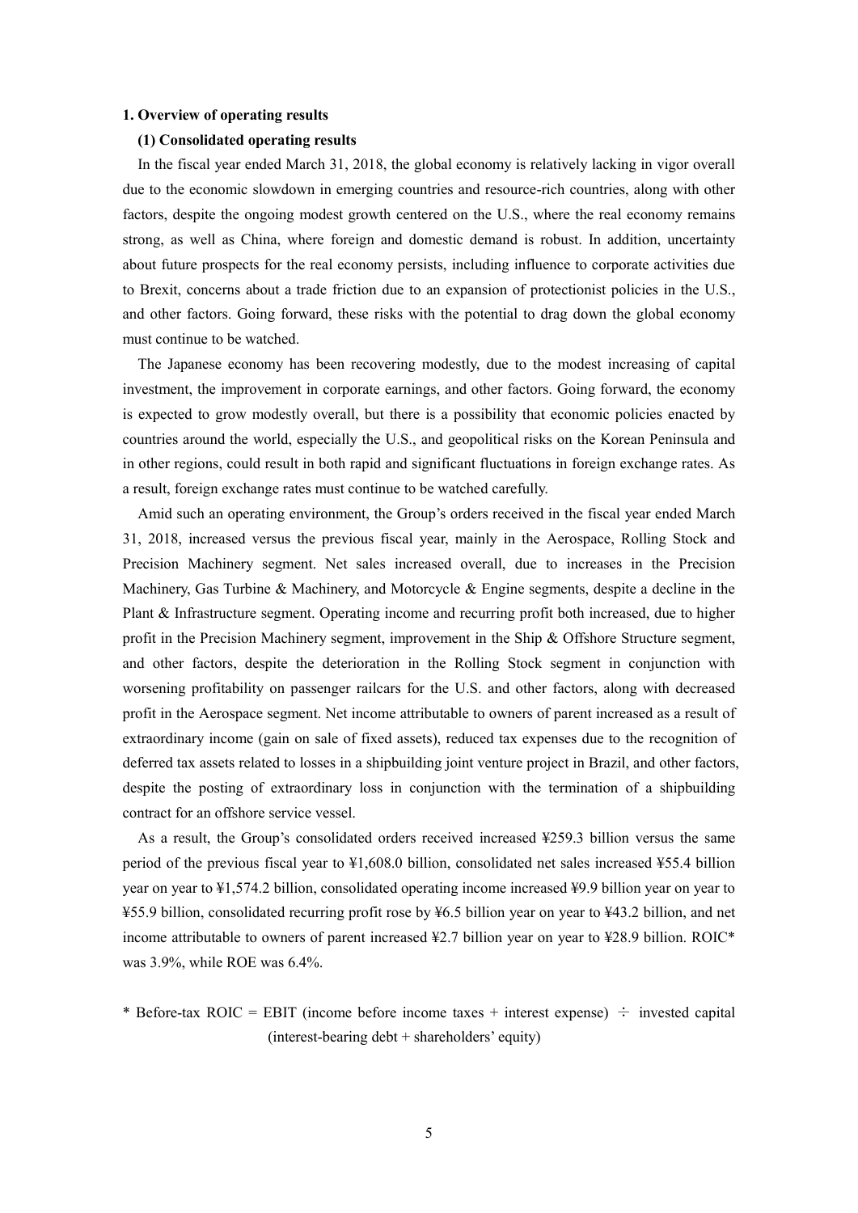**1. Overview of operating results**

**(1) Consolidated operating results**

In the fiscal year ended March 31, 2018, the global economy is relatively lacking in vigor overall due to the economic slowdown in emerging countries and resource-rich countries, along with other factors, despite the ongoing modest growth centered on the U.S., where the real economy remains strong, as well as China, where foreign and domestic demand is robust. In addition, uncertainty about future prospects for the real economy persists, including influence to corporate activities due to Brexit, concerns about a trade friction due to an expansion of protectionist policies in the U.S., and other factors. Going forward, these risks with the potential to drag down the global economy must continue to be watched.

The Japanese economy has been recovering modestly, due to the modest increasing of capital investment, the improvement in corporate earnings, and other factors. Going forward, the economy is expected to grow modestly overall, but there is a possibility that economic policies enacted by countries around the world, especially the U.S., and geopolitical risks on the Korean Peninsula and in other regions, could result in both rapid and significant fluctuations in foreign exchange rates. As a result, foreign exchange rates must continue to be watched carefully.

Amid such an operating environment, the Group's orders received in the fiscal year ended March 31, 2018, increased versus the previous fiscal year, mainly in the Aerospace, Rolling Stock and Precision Machinery segment. Net sales increased overall, due to increases in the Precision Machinery, Gas Turbine & Machinery, and Motorcycle & Engine segments, despite a decline in the Plant & Infrastructure segment. Operating income and recurring profit both increased, due to higher profit in the Precision Machinery segment, improvement in the Ship & Offshore Structure segment, and other factors, despite the deterioration in the Rolling Stock segment in conjunction with worsening profitability on passenger railcars for the U.S. and other factors, along with decreased profit in the Aerospace segment. Net income attributable to owners of parent increased as a result of extraordinary income (gain on sale of fixed assets), reduced tax expenses due to the recognition of deferred tax assets related to losses in a shipbuilding joint venture project in Brazil, and other factors, despite the posting of extraordinary loss in conjunction with the termination of a shipbuilding contract for an offshore service vessel.

As a result, the Group's consolidated orders received increased ¥259.3 billion versus the same period of the previous fiscal year to ¥1,608.0 billion, consolidated net sales increased ¥55.4 billion year on year to ¥1,574.2 billion, consolidated operating income increased ¥9.9 billion year on year to ¥55.9 billion, consolidated recurring profit rose by ¥6.5 billion year on year to ¥43.2 billion, and net income attributable to owners of parent increased ¥2.7 billion year on year to ¥28.9 billion. ROIC* was 3.9%, while ROE was 6.4%.

\* Before-tax ROIC = EBIT (income before income taxes + interest expense) ÷ invested capital (interest-bearing debt + shareholders' equity)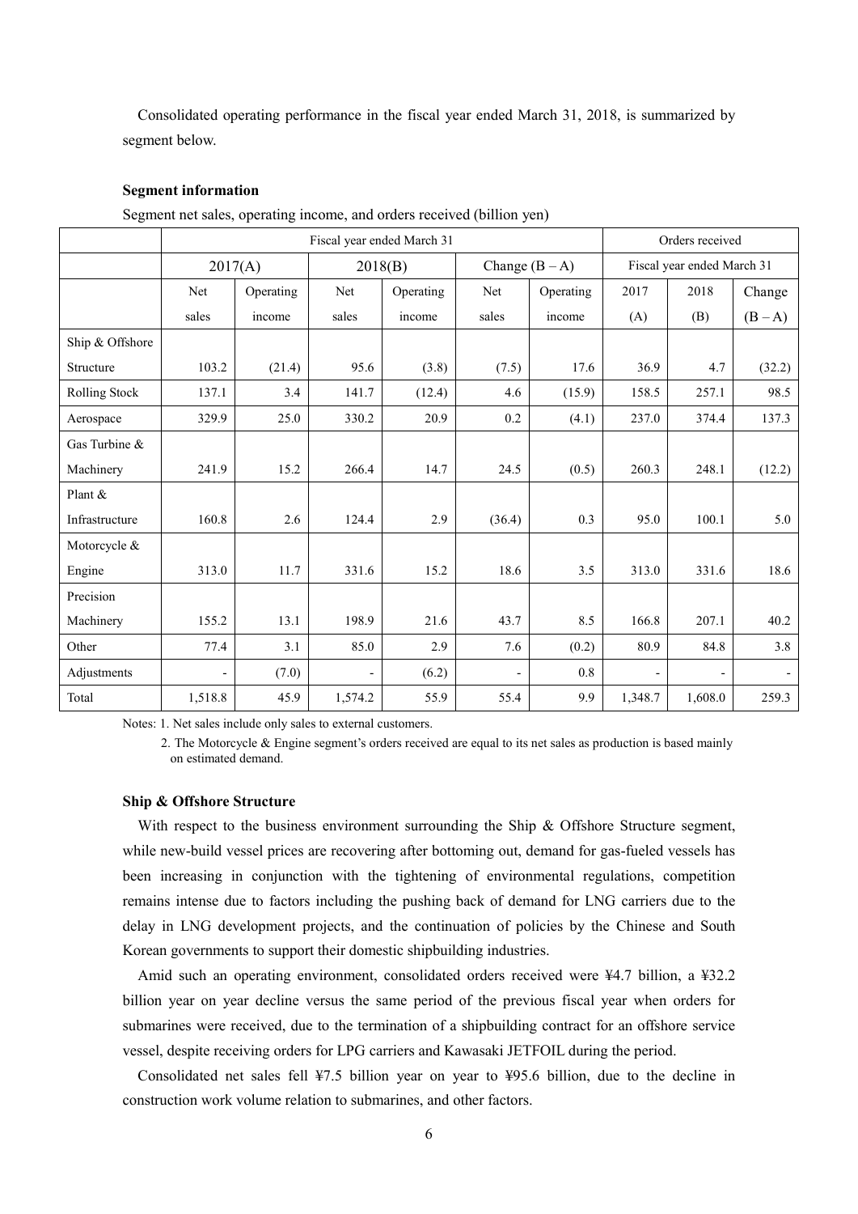Consolidated operating performance in the fiscal year ended March 31, 2018, is summarized by segment below.

**Segment information**

Segment net sales, operating income, and orders received (billion yen)

| | Fiscal year ended March 31 | | | | | | Orders received | | |
|---|---|---|---|---|---|---|---|---|---|
| | 2017(A) | | 2018(B) | | Change (B – A) | | Fiscal year ended March 31 | | |
| | Net sales | Operating income | Net sales | Operating income | Net sales | Operating income | 2017 (A) | 2018 (B) | Change (B – A) |
| Ship & Offshore Structure | 103.2 | (21.4) | 95.6 | (3.8) | (7.5) | 17.6 | 36.9 | 4.7 | (32.2) |
| Rolling Stock | 137.1 | 3.4 | 141.7 | (12.4) | 4.6 | (15.9) | 158.5 | 257.1 | 98.5 |
| Aerospace | 329.9 | 25.0 | 330.2 | 20.9 | 0.2 | (4.1) | 237.0 | 374.4 | 137.3 |
| Gas Turbine & Machinery | 241.9 | 15.2 | 266.4 | 14.7 | 24.5 | (0.5) | 260.3 | 248.1 | (12.2) |
| Plant & Infrastructure | 160.8 | 2.6 | 124.4 | 2.9 | (36.4) | 0.3 | 95.0 | 100.1 | 5.0 |
| Motorcycle & Engine | 313.0 | 11.7 | 331.6 | 15.2 | 18.6 | 3.5 | 313.0 | 331.6 | 18.6 |
| Precision Machinery | 155.2 | 13.1 | 198.9 | 21.6 | 43.7 | 8.5 | 166.8 | 207.1 | 40.2 |
| Other | 77.4 | 3.1 | 85.0 | 2.9 | 7.6 | (0.2) | 80.9 | 84.8 | 3.8 |
| Adjustments | - | (7.0) | - | (6.2) | - | 0.8 | - | - | - |
| Total | 1,518.8 | 45.9 | 1,574.2 | 55.9 | 55.4 | 9.9 | 1,348.7 | 1,608.0 | 259.3 |

Notes: 1. Net sales include only sales to external customers.

2. The Motorcycle & Engine segment's orders received are equal to its net sales as production is based mainly on estimated demand.

### Ship & Offshore Structure

With respect to the business environment surrounding the Ship & Offshore Structure segment, while new-build vessel prices are recovering after bottoming out, demand for gas-fueled vessels has been increasing in conjunction with the tightening of environmental regulations, competition remains intense due to factors including the pushing back of demand for LNG carriers due to the delay in LNG development projects, and the continuation of policies by the Chinese and South Korean governments to support their domestic shipbuilding industries.

Amid such an operating environment, consolidated orders received were ¥4.7 billion, a ¥32.2 billion year on year decline versus the same period of the previous fiscal year when orders for submarines were received, due to the termination of a shipbuilding contract for an offshore service vessel, despite receiving orders for LPG carriers and Kawasaki JETFOIL during the period.

Consolidated net sales fell ¥7.5 billion year on year to ¥95.6 billion, due to the decline in construction work volume relation to submarines, and other factors.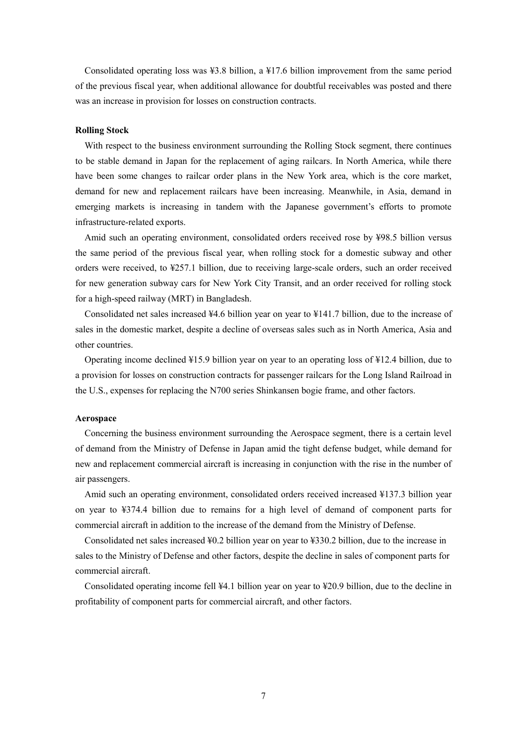Consolidated operating loss was ¥3.8 billion, a ¥17.6 billion improvement from the same period of the previous fiscal year, when additional allowance for doubtful receivables was posted and there was an increase in provision for losses on construction contracts.

**Rolling Stock**

With respect to the business environment surrounding the Rolling Stock segment, there continues to be stable demand in Japan for the replacement of aging railcars. In North America, while there have been some changes to railcar order plans in the New York area, which is the core market, demand for new and replacement railcars have been increasing. Meanwhile, in Asia, demand in emerging markets is increasing in tandem with the Japanese government's efforts to promote infrastructure-related exports.

Amid such an operating environment, consolidated orders received rose by ¥98.5 billion versus the same period of the previous fiscal year, when rolling stock for a domestic subway and other orders were received, to ¥257.1 billion, due to receiving large-scale orders, such an order received for new generation subway cars for New York City Transit, and an order received for rolling stock for a high-speed railway (MRT) in Bangladesh.

Consolidated net sales increased ¥4.6 billion year on year to ¥141.7 billion, due to the increase of sales in the domestic market, despite a decline of overseas sales such as in North America, Asia and other countries.

Operating income declined ¥15.9 billion year on year to an operating loss of ¥12.4 billion, due to a provision for losses on construction contracts for passenger railcars for the Long Island Railroad in the U.S., expenses for replacing the N700 series Shinkansen bogie frame, and other factors.

**Aerospace**

Concerning the business environment surrounding the Aerospace segment, there is a certain level of demand from the Ministry of Defense in Japan amid the tight defense budget, while demand for new and replacement commercial aircraft is increasing in conjunction with the rise in the number of air passengers.

Amid such an operating environment, consolidated orders received increased ¥137.3 billion year on year to ¥374.4 billion due to remains for a high level of demand of component parts for commercial aircraft in addition to the increase of the demand from the Ministry of Defense.

Consolidated net sales increased ¥0.2 billion year on year to ¥330.2 billion, due to the increase in sales to the Ministry of Defense and other factors, despite the decline in sales of component parts for commercial aircraft.

Consolidated operating income fell ¥4.1 billion year on year to ¥20.9 billion, due to the decline in profitability of component parts for commercial aircraft, and other factors.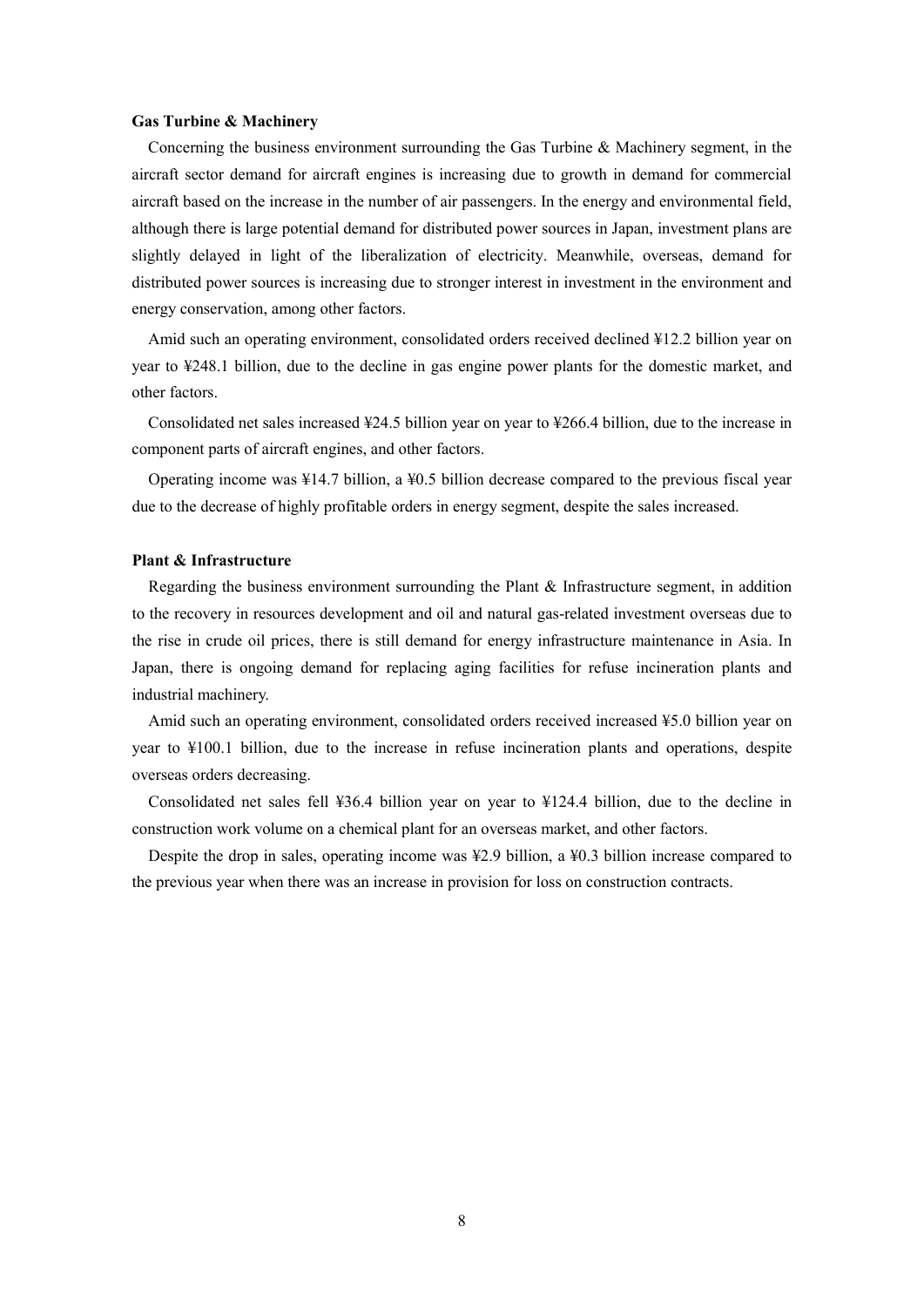**Gas Turbine & Machinery**

Concerning the business environment surrounding the Gas Turbine & Machinery segment, in the aircraft sector demand for aircraft engines is increasing due to growth in demand for commercial aircraft based on the increase in the number of air passengers. In the energy and environmental field, although there is large potential demand for distributed power sources in Japan, investment plans are slightly delayed in light of the liberalization of electricity. Meanwhile, overseas, demand for distributed power sources is increasing due to stronger interest in investment in the environment and energy conservation, among other factors.

Amid such an operating environment, consolidated orders received declined ¥12.2 billion year on year to ¥248.1 billion, due to the decline in gas engine power plants for the domestic market, and other factors.

Consolidated net sales increased ¥24.5 billion year on year to ¥266.4 billion, due to the increase in component parts of aircraft engines, and other factors.

Operating income was ¥14.7 billion, a ¥0.5 billion decrease compared to the previous fiscal year due to the decrease of highly profitable orders in energy segment, despite the sales increased.

**Plant & Infrastructure**

Regarding the business environment surrounding the Plant & Infrastructure segment, in addition to the recovery in resources development and oil and natural gas-related investment overseas due to the rise in crude oil prices, there is still demand for energy infrastructure maintenance in Asia. In Japan, there is ongoing demand for replacing aging facilities for refuse incineration plants and industrial machinery.

Amid such an operating environment, consolidated orders received increased ¥5.0 billion year on year to ¥100.1 billion, due to the increase in refuse incineration plants and operations, despite overseas orders decreasing.

Consolidated net sales fell ¥36.4 billion year on year to ¥124.4 billion, due to the decline in construction work volume on a chemical plant for an overseas market, and other factors.

Despite the drop in sales, operating income was ¥2.9 billion, a ¥0.3 billion increase compared to the previous year when there was an increase in provision for loss on construction contracts.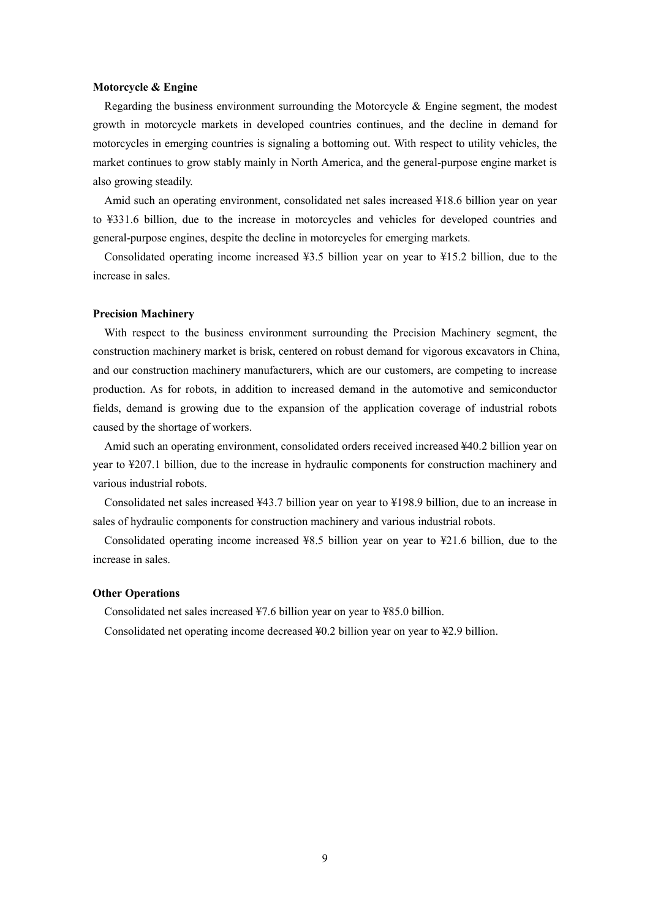**Motorcycle & Engine**

Regarding the business environment surrounding the Motorcycle & Engine segment, the modest growth in motorcycle markets in developed countries continues, and the decline in demand for motorcycles in emerging countries is signaling a bottoming out. With respect to utility vehicles, the market continues to grow stably mainly in North America, and the general-purpose engine market is also growing steadily.

Amid such an operating environment, consolidated net sales increased ¥18.6 billion year on year to ¥331.6 billion, due to the increase in motorcycles and vehicles for developed countries and general-purpose engines, despite the decline in motorcycles for emerging markets.

Consolidated operating income increased ¥3.5 billion year on year to ¥15.2 billion, due to the increase in sales.

**Precision Machinery**

With respect to the business environment surrounding the Precision Machinery segment, the construction machinery market is brisk, centered on robust demand for vigorous excavators in China, and our construction machinery manufacturers, which are our customers, are competing to increase production. As for robots, in addition to increased demand in the automotive and semiconductor fields, demand is growing due to the expansion of the application coverage of industrial robots caused by the shortage of workers.

Amid such an operating environment, consolidated orders received increased ¥40.2 billion year on year to ¥207.1 billion, due to the increase in hydraulic components for construction machinery and various industrial robots.

Consolidated net sales increased ¥43.7 billion year on year to ¥198.9 billion, due to an increase in sales of hydraulic components for construction machinery and various industrial robots.

Consolidated operating income increased ¥8.5 billion year on year to ¥21.6 billion, due to the increase in sales.

**Other Operations**

Consolidated net sales increased ¥7.6 billion year on year to ¥85.0 billion.

Consolidated net operating income decreased ¥0.2 billion year on year to ¥2.9 billion.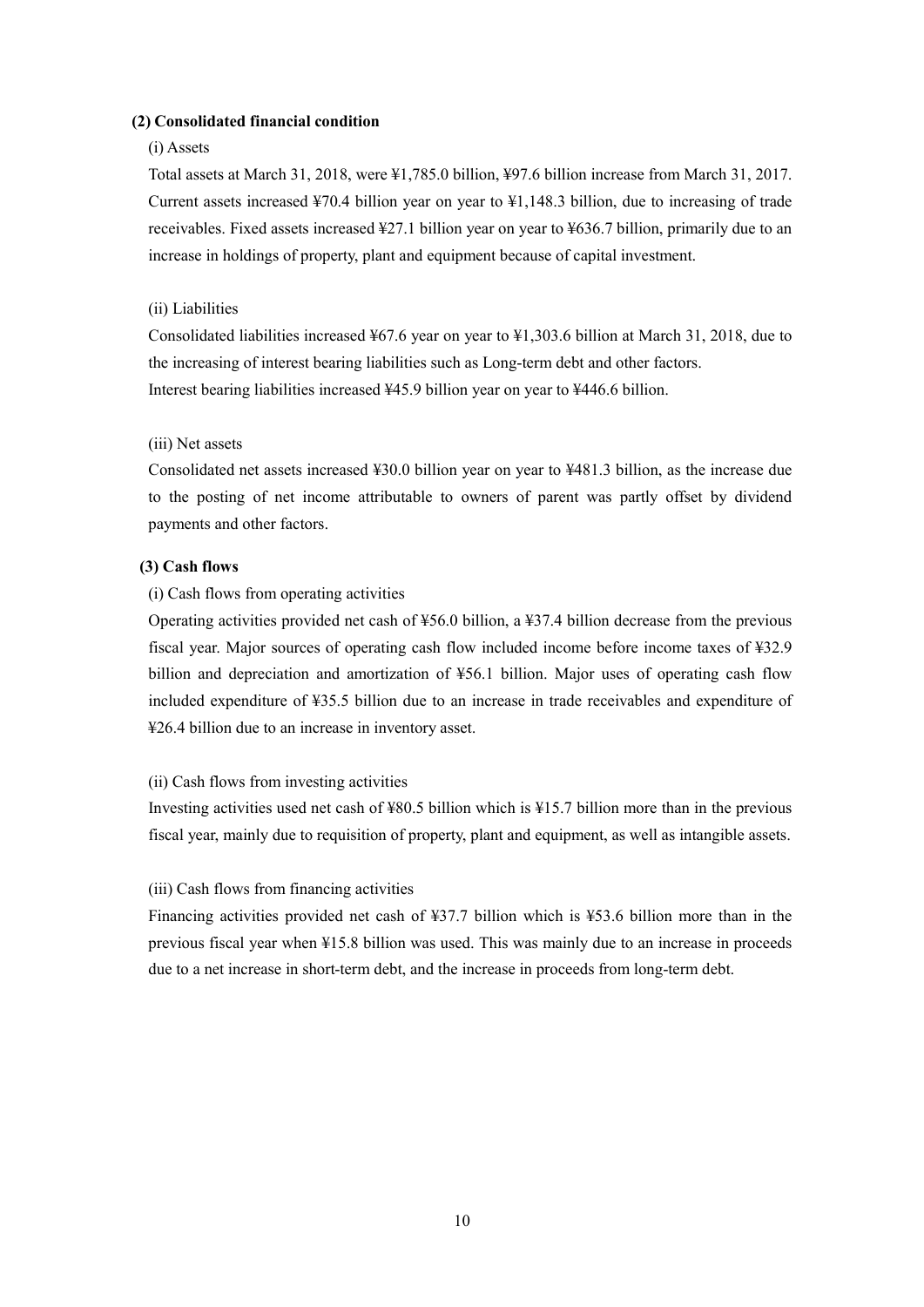**(2) Consolidated financial condition**

(i) Assets

Total assets at March 31, 2018, were ¥1,785.0 billion, ¥97.6 billion increase from March 31, 2017. Current assets increased ¥70.4 billion year on year to ¥1,148.3 billion, due to increasing of trade receivables. Fixed assets increased ¥27.1 billion year on year to ¥636.7 billion, primarily due to an increase in holdings of property, plant and equipment because of capital investment.

(ii) Liabilities

Consolidated liabilities increased ¥67.6 year on year to ¥1,303.6 billion at March 31, 2018, due to the increasing of interest bearing liabilities such as Long-term debt and other factors.
Interest bearing liabilities increased ¥45.9 billion year on year to ¥446.6 billion.

(iii) Net assets

Consolidated net assets increased ¥30.0 billion year on year to ¥481.3 billion, as the increase due to the posting of net income attributable to owners of parent was partly offset by dividend payments and other factors.

**(3) Cash flows**

(i) Cash flows from operating activities

Operating activities provided net cash of ¥56.0 billion, a ¥37.4 billion decrease from the previous fiscal year. Major sources of operating cash flow included income before income taxes of ¥32.9 billion and depreciation and amortization of ¥56.1 billion. Major uses of operating cash flow included expenditure of ¥35.5 billion due to an increase in trade receivables and expenditure of ¥26.4 billion due to an increase in inventory asset.

(ii) Cash flows from investing activities

Investing activities used net cash of ¥80.5 billion which is ¥15.7 billion more than in the previous fiscal year, mainly due to requisition of property, plant and equipment, as well as intangible assets.

(iii) Cash flows from financing activities

Financing activities provided net cash of ¥37.7 billion which is ¥53.6 billion more than in the previous fiscal year when ¥15.8 billion was used. This was mainly due to an increase in proceeds due to a net increase in short-term debt, and the increase in proceeds from long-term debt.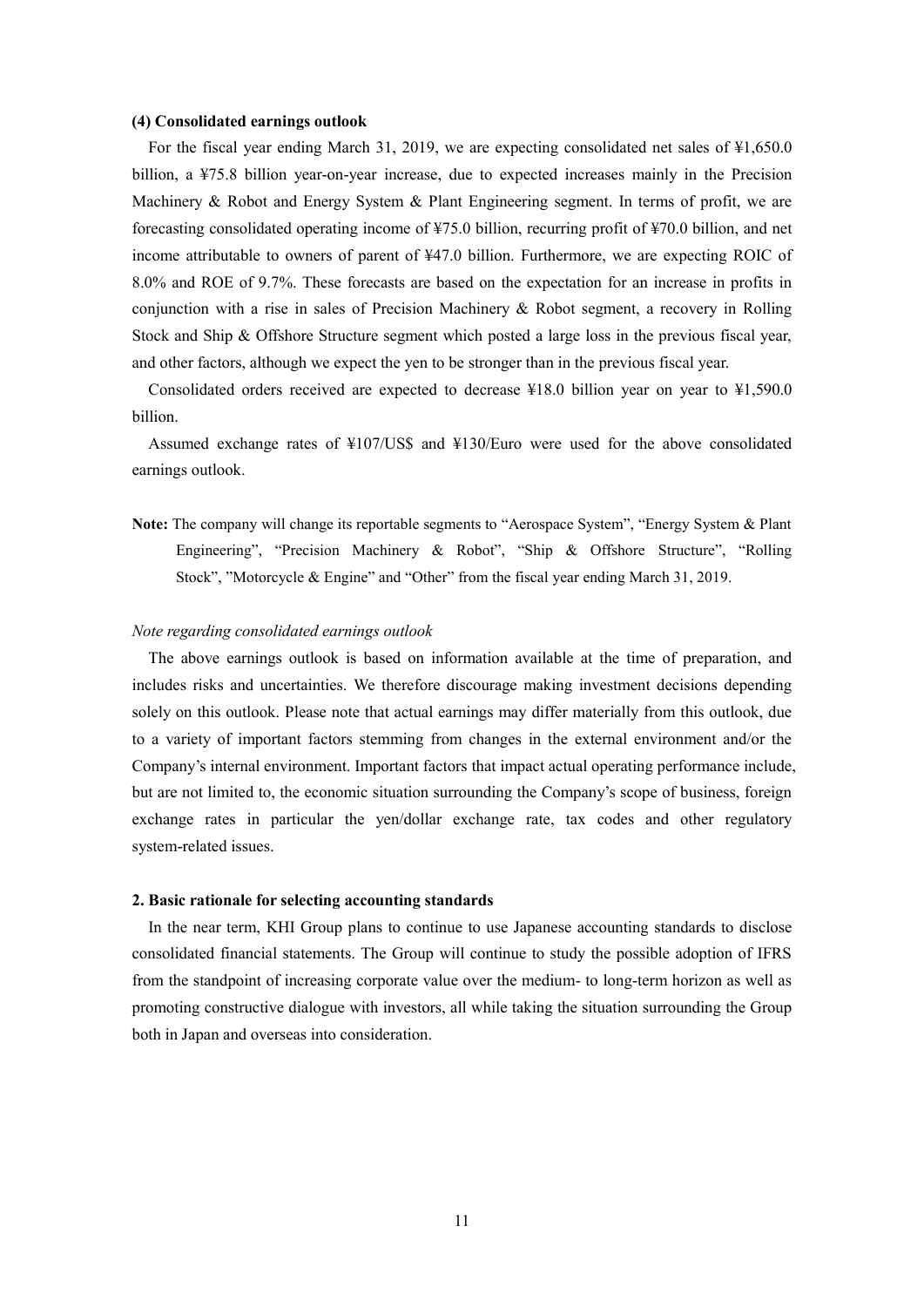#### (4) Consolidated earnings outlook

For the fiscal year ending March 31, 2019, we are expecting consolidated net sales of ¥1,650.0 billion, a ¥75.8 billion year-on-year increase, due to expected increases mainly in the Precision Machinery & Robot and Energy System & Plant Engineering segment. In terms of profit, we are forecasting consolidated operating income of ¥75.0 billion, recurring profit of ¥70.0 billion, and net income attributable to owners of parent of ¥47.0 billion. Furthermore, we are expecting ROIC of 8.0% and ROE of 9.7%. These forecasts are based on the expectation for an increase in profits in conjunction with a rise in sales of Precision Machinery & Robot segment, a recovery in Rolling Stock and Ship & Offshore Structure segment which posted a large loss in the previous fiscal year, and other factors, although we expect the yen to be stronger than in the previous fiscal year.

Consolidated orders received are expected to decrease ¥18.0 billion year on year to ¥1,590.0 billion.

Assumed exchange rates of ¥107/US$ and ¥130/Euro were used for the above consolidated earnings outlook.

**Note:** The company will change its reportable segments to "Aerospace System", "Energy System & Plant Engineering", "Precision Machinery & Robot", "Ship & Offshore Structure", "Rolling Stock", "Motorcycle & Engine" and "Other" from the fiscal year ending March 31, 2019.

*Note regarding consolidated earnings outlook*

The above earnings outlook is based on information available at the time of preparation, and includes risks and uncertainties. We therefore discourage making investment decisions depending solely on this outlook. Please note that actual earnings may differ materially from this outlook, due to a variety of important factors stemming from changes in the external environment and/or the Company's internal environment. Important factors that impact actual operating performance include, but are not limited to, the economic situation surrounding the Company's scope of business, foreign exchange rates in particular the yen/dollar exchange rate, tax codes and other regulatory system-related issues.

#### 2. Basic rationale for selecting accounting standards

In the near term, KHI Group plans to continue to use Japanese accounting standards to disclose consolidated financial statements. The Group will continue to study the possible adoption of IFRS from the standpoint of increasing corporate value over the medium- to long-term horizon as well as promoting constructive dialogue with investors, all while taking the situation surrounding the Group both in Japan and overseas into consideration.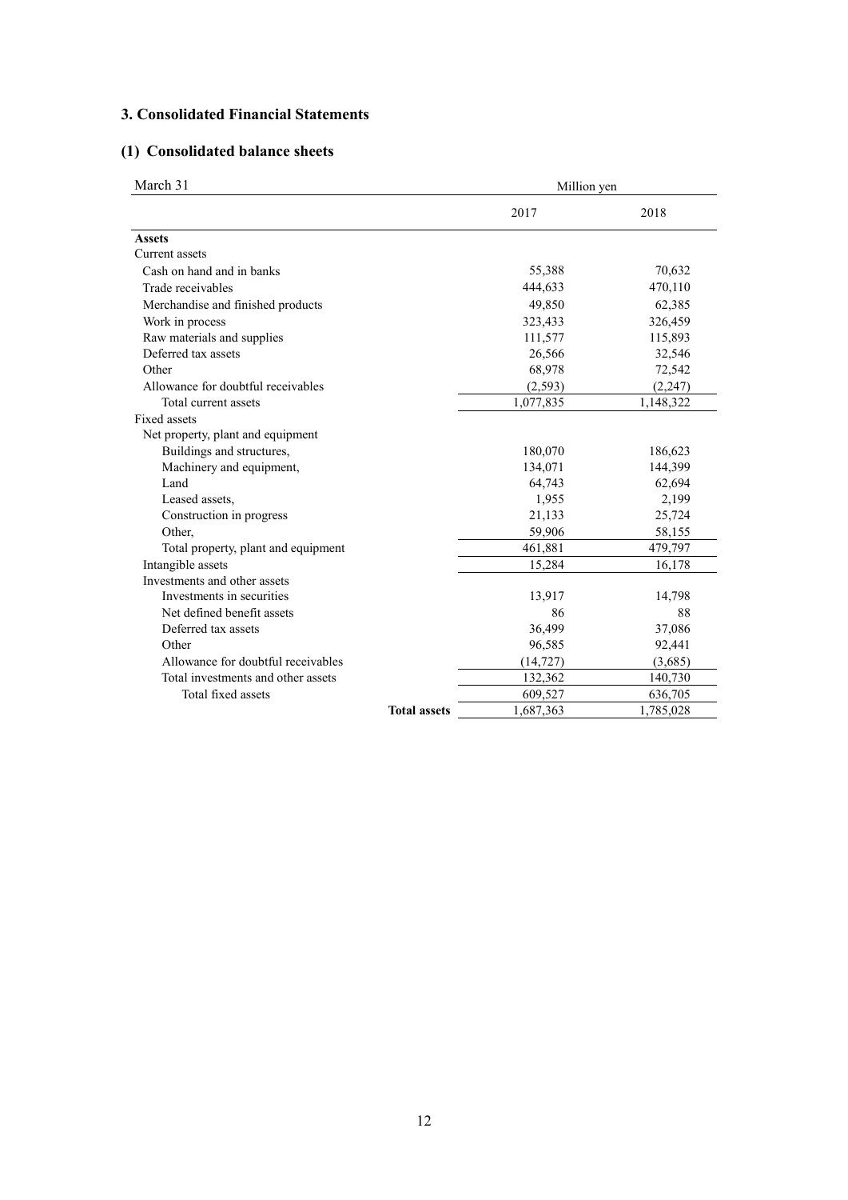## 3. Consolidated Financial Statements

### (1) Consolidated balance sheets

| March 31 | Million yen | |
|---|---|---|
| | 2017 | 2018 |
| **Assets** | | |
| Current assets | | |
| Cash on hand and in banks | 55,388 | 70,632 |
| Trade receivables | 444,633 | 470,110 |
| Merchandise and finished products | 49,850 | 62,385 |
| Work in process | 323,433 | 326,459 |
| Raw materials and supplies | 111,577 | 115,893 |
| Deferred tax assets | 26,566 | 32,546 |
| Other | 68,978 | 72,542 |
| Allowance for doubtful receivables | (2,593) | (2,247) |
| Total current assets | 1,077,835 | 1,148,322 |
| Fixed assets | | |
| Net property, plant and equipment | | |
| Buildings and structures, | 180,070 | 186,623 |
| Machinery and equipment, | 134,071 | 144,399 |
| Land | 64,743 | 62,694 |
| Leased assets, | 1,955 | 2,199 |
| Construction in progress | 21,133 | 25,724 |
| Other, | 59,906 | 58,155 |
| Total property, plant and equipment | 461,881 | 479,797 |
| Intangible assets | 15,284 | 16,178 |
| Investments and other assets | | |
| Investments in securities | 13,917 | 14,798 |
| Net defined benefit assets | 86 | 88 |
| Deferred tax assets | 36,499 | 37,086 |
| Other | 96,585 | 92,441 |
| Allowance for doubtful receivables | (14,727) | (3,685) |
| Total investments and other assets | 132,362 | 140,730 |
| Total fixed assets | 609,527 | 636,705 |
| **Total assets** | 1,687,363 | 1,785,028 |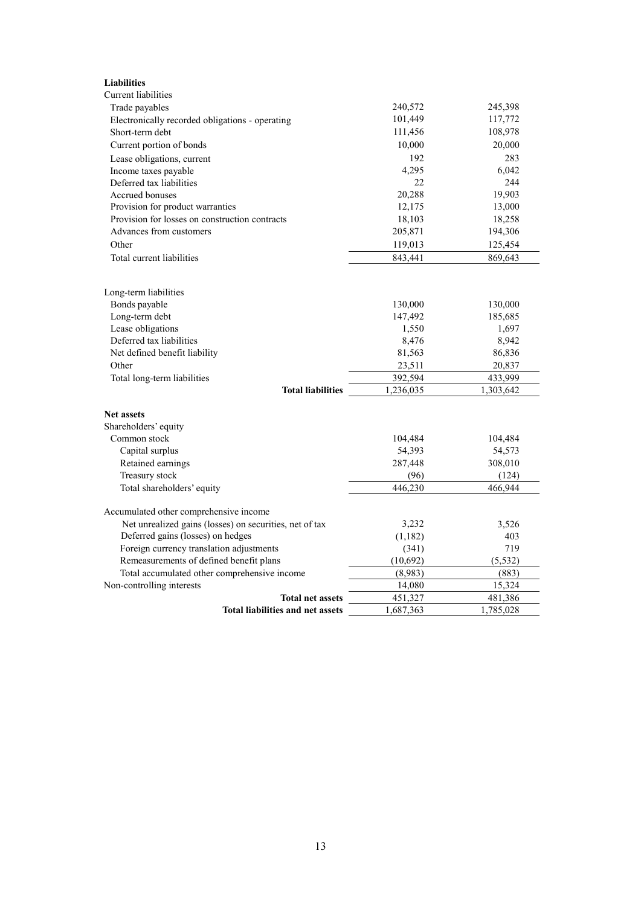| | | |
|---|---|---|
| **Liabilities** | | |
| Current liabilities | | |
| Trade payables | 240,572 | 245,398 |
| Electronically recorded obligations - operating | 101,449 | 117,772 |
| Short-term debt | 111,456 | 108,978 |
| Current portion of bonds | 10,000 | 20,000 |
| Lease obligations, current | 192 | 283 |
| Income taxes payable | 4,295 | 6,042 |
| Deferred tax liabilities | 22 | 244 |
| Accrued bonuses | 20,288 | 19,903 |
| Provision for product warranties | 12,175 | 13,000 |
| Provision for losses on construction contracts | 18,103 | 18,258 |
| Advances from customers | 205,871 | 194,306 |
| Other | 119,013 | 125,454 |
| Total current liabilities | 843,441 | 869,643 |
| | | |
| Long-term liabilities | | |
| Bonds payable | 130,000 | 130,000 |
| Long-term debt | 147,492 | 185,685 |
| Lease obligations | 1,550 | 1,697 |
| Deferred tax liabilities | 8,476 | 8,942 |
| Net defined benefit liability | 81,563 | 86,836 |
| Other | 23,511 | 20,837 |
| Total long-term liabilities | 392,594 | 433,999 |
| **Total liabilities** | 1,236,035 | 1,303,642 |
| | | |
| **Net assets** | | |
| Shareholders' equity | | |
| Common stock | 104,484 | 104,484 |
| Capital surplus | 54,393 | 54,573 |
| Retained earnings | 287,448 | 308,010 |
| Treasury stock | (96) | (124) |
| Total shareholders' equity | 446,230 | 466,944 |
| | | |
| Accumulated other comprehensive income | | |
| Net unrealized gains (losses) on securities, net of tax | 3,232 | 3,526 |
| Deferred gains (losses) on hedges | (1,182) | 403 |
| Foreign currency translation adjustments | (341) | 719 |
| Remeasurements of defined benefit plans | (10,692) | (5,532) |
| Total accumulated other comprehensive income | (8,983) | (883) |
| Non-controlling interests | 14,080 | 15,324 |
| **Total net assets** | 451,327 | 481,386 |
| **Total liabilities and net assets** | 1,687,363 | 1,785,028 |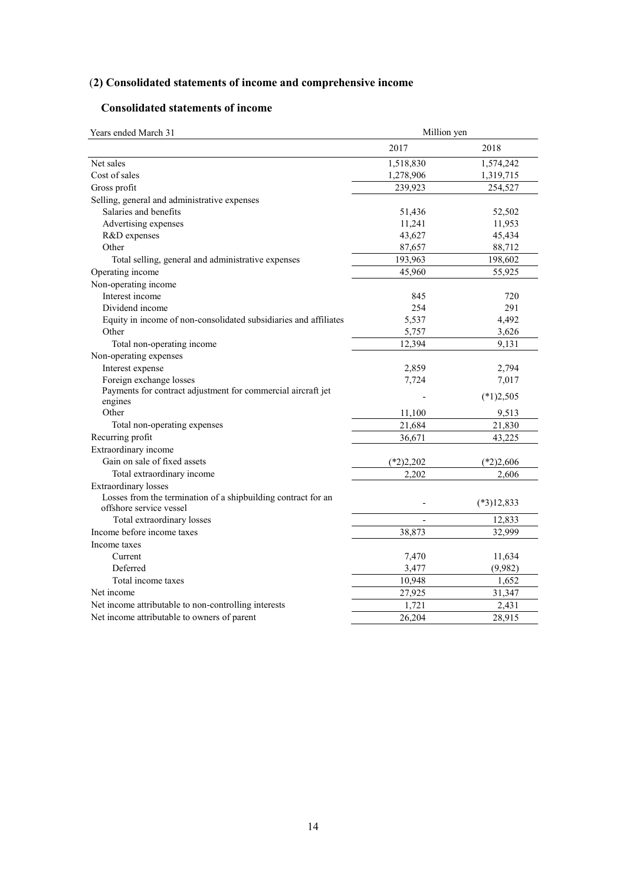## (2) Consolidated statements of income and comprehensive income

### Consolidated statements of income

| Years ended March 31 | Million yen | |
|---|---|---|
| | 2017 | 2018 |
| Net sales | 1,518,830 | 1,574,242 |
| Cost of sales | 1,278,906 | 1,319,715 |
| Gross profit | 239,923 | 254,527 |
| Selling, general and administrative expenses | | |
| Salaries and benefits | 51,436 | 52,502 |
| Advertising expenses | 11,241 | 11,953 |
| R&D expenses | 43,627 | 45,434 |
| Other | 87,657 | 88,712 |
| Total selling, general and administrative expenses | 193,963 | 198,602 |
| Operating income | 45,960 | 55,925 |
| Non-operating income | | |
| Interest income | 845 | 720 |
| Dividend income | 254 | 291 |
| Equity in income of non-consolidated subsidiaries and affiliates | 5,537 | 4,492 |
| Other | 5,757 | 3,626 |
| Total non-operating income | 12,394 | 9,131 |
| Non-operating expenses | | |
| Interest expense | 2,859 | 2,794 |
| Foreign exchange losses | 7,724 | 7,017 |
| Payments for contract adjustment for commercial aircraft jet engines | - | (*1)2,505 |
| Other | 11,100 | 9,513 |
| Total non-operating expenses | 21,684 | 21,830 |
| Recurring profit | 36,671 | 43,225 |
| Extraordinary income | | |
| Gain on sale of fixed assets | (*2)2,202 | (*2)2,606 |
| Total extraordinary income | 2,202 | 2,606 |
| Extraordinary losses | | |
| Losses from the termination of a shipbuilding contract for an offshore service vessel | - | (*3)12,833 |
| Total extraordinary losses | - | 12,833 |
| Income before income taxes | 38,873 | 32,999 |
| Income taxes | | |
| Current | 7,470 | 11,634 |
| Deferred | 3,477 | (9,982) |
| Total income taxes | 10,948 | 1,652 |
| Net income | 27,925 | 31,347 |
| Net income attributable to non-controlling interests | 1,721 | 2,431 |
| Net income attributable to owners of parent | 26,204 | 28,915 |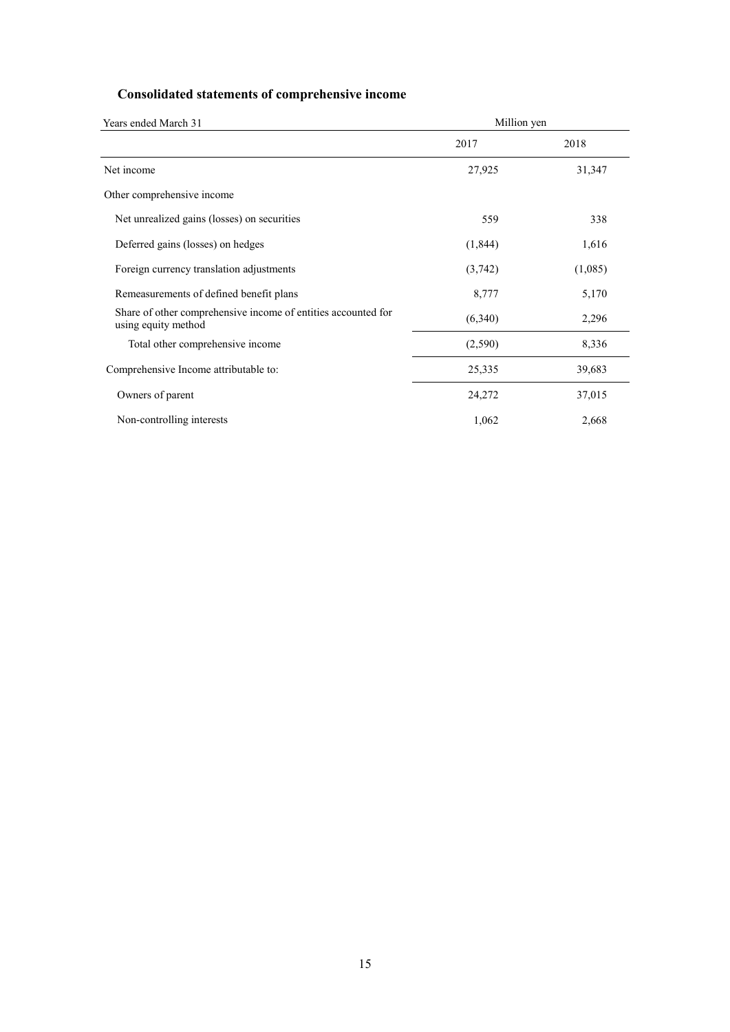## Consolidated statements of comprehensive income

| Years ended March 31 | Million yen | |
|---|---|---|
| | 2017 | 2018 |
| Net income | 27,925 | 31,347 |
| Other comprehensive income | | |
| Net unrealized gains (losses) on securities | 559 | 338 |
| Deferred gains (losses) on hedges | (1,844) | 1,616 |
| Foreign currency translation adjustments | (3,742) | (1,085) |
| Remeasurements of defined benefit plans | 8,777 | 5,170 |
| Share of other comprehensive income of entities accounted for using equity method | (6,340) | 2,296 |
| Total other comprehensive income | (2,590) | 8,336 |
| Comprehensive Income attributable to: | 25,335 | 39,683 |
| Owners of parent | 24,272 | 37,015 |
| Non-controlling interests | 1,062 | 2,668 |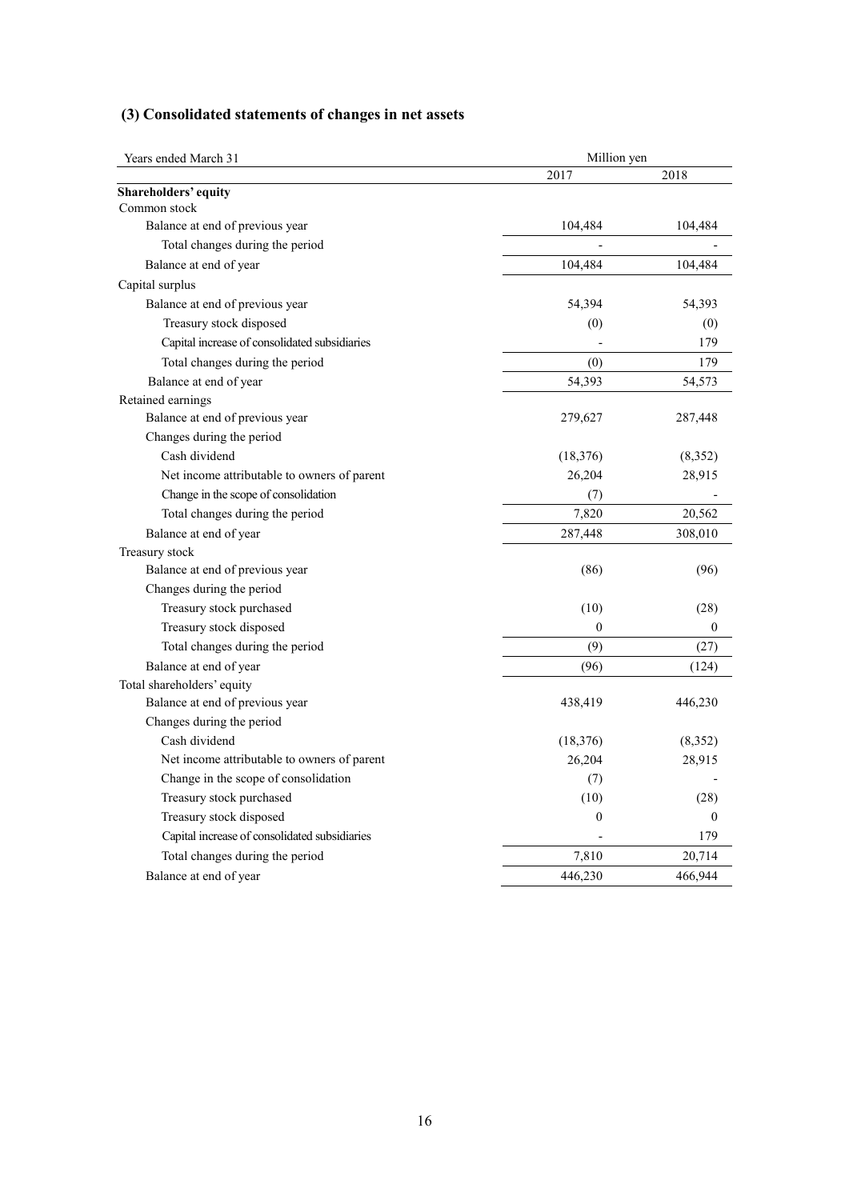### (3) Consolidated statements of changes in net assets

| Years ended March 31 | Million yen | |
|---|---|---|
| | 2017 | 2018 |
| **Shareholders' equity** | | |
| Common stock | | |
| Balance at end of previous year | 104,484 | 104,484 |
| Total changes during the period | - | - |
| Balance at end of year | 104,484 | 104,484 |
| Capital surplus | | |
| Balance at end of previous year | 54,394 | 54,393 |
| Treasury stock disposed | (0) | (0) |
| Capital increase of consolidated subsidiaries | - | 179 |
| Total changes during the period | (0) | 179 |
| Balance at end of year | 54,393 | 54,573 |
| Retained earnings | | |
| Balance at end of previous year | 279,627 | 287,448 |
| Changes during the period | | |
| Cash dividend | (18,376) | (8,352) |
| Net income attributable to owners of parent | 26,204 | 28,915 |
| Change in the scope of consolidation | (7) | - |
| Total changes during the period | 7,820 | 20,562 |
| Balance at end of year | 287,448 | 308,010 |
| Treasury stock | | |
| Balance at end of previous year | (86) | (96) |
| Changes during the period | | |
| Treasury stock purchased | (10) | (28) |
| Treasury stock disposed | 0 | 0 |
| Total changes during the period | (9) | (27) |
| Balance at end of year | (96) | (124) |
| Total shareholders' equity | | |
| Balance at end of previous year | 438,419 | 446,230 |
| Changes during the period | | |
| Cash dividend | (18,376) | (8,352) |
| Net income attributable to owners of parent | 26,204 | 28,915 |
| Change in the scope of consolidation | (7) | - |
| Treasury stock purchased | (10) | (28) |
| Treasury stock disposed | 0 | 0 |
| Capital increase of consolidated subsidiaries | - | 179 |
| Total changes during the period | 7,810 | 20,714 |
| Balance at end of year | 446,230 | 466,944 |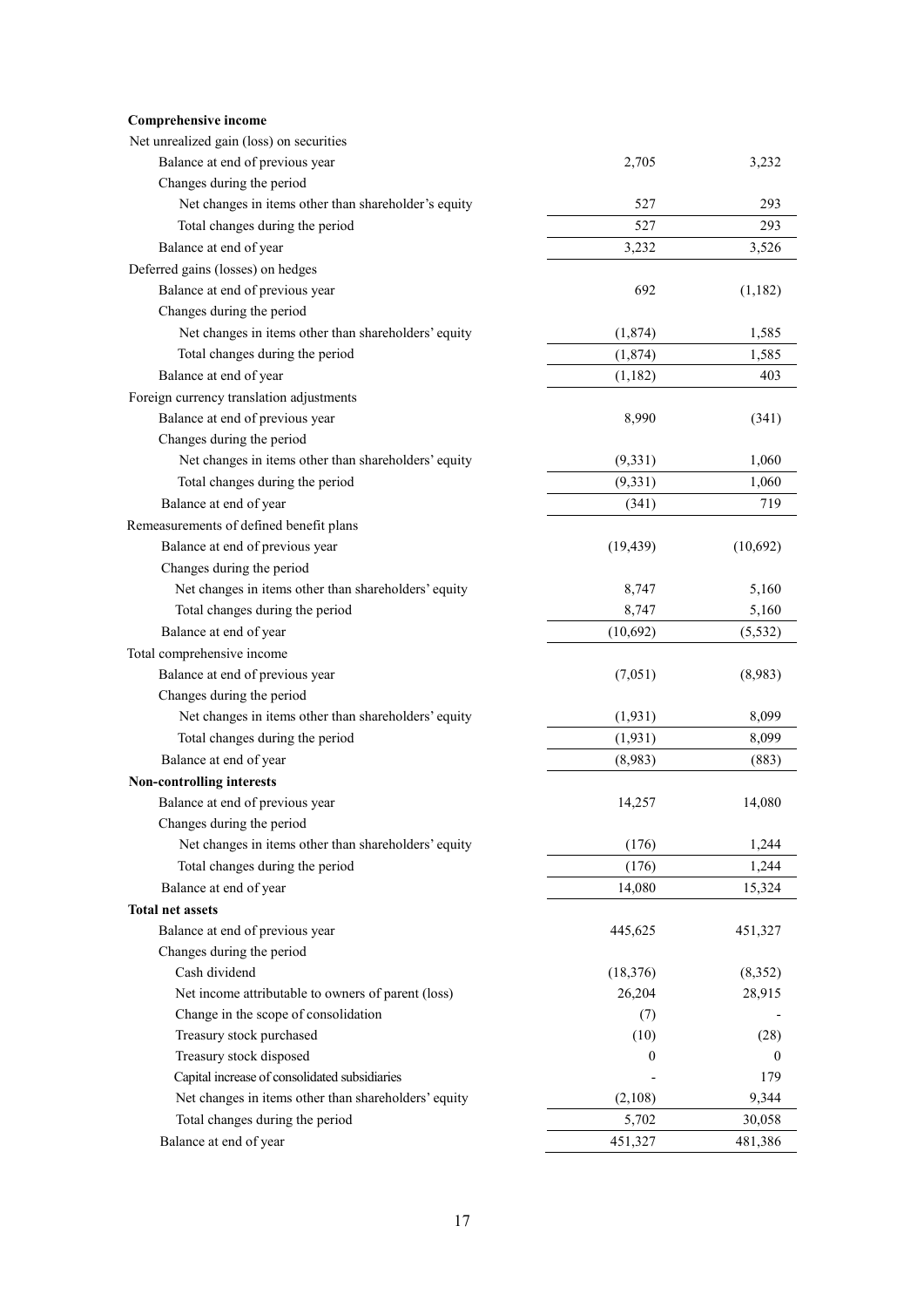| | | |
|---|---|---|
| **Comprehensive income** | | |
| Net unrealized gain (loss) on securities | | |
| Balance at end of previous year | 2,705 | 3,232 |
| Changes during the period | | |
| Net changes in items other than shareholder's equity | 527 | 293 |
| Total changes during the period | 527 | 293 |
| Balance at end of year | 3,232 | 3,526 |
| Deferred gains (losses) on hedges | | |
| Balance at end of previous year | 692 | (1,182) |
| Changes during the period | | |
| Net changes in items other than shareholders' equity | (1,874) | 1,585 |
| Total changes during the period | (1,874) | 1,585 |
| Balance at end of year | (1,182) | 403 |
| Foreign currency translation adjustments | | |
| Balance at end of previous year | 8,990 | (341) |
| Changes during the period | | |
| Net changes in items other than shareholders' equity | (9,331) | 1,060 |
| Total changes during the period | (9,331) | 1,060 |
| Balance at end of year | (341) | 719 |
| Remeasurements of defined benefit plans | | |
| Balance at end of previous year | (19,439) | (10,692) |
| Changes during the period | | |
| Net changes in items other than shareholders' equity | 8,747 | 5,160 |
| Total changes during the period | 8,747 | 5,160 |
| Balance at end of year | (10,692) | (5,532) |
| Total comprehensive income | | |
| Balance at end of previous year | (7,051) | (8,983) |
| Changes during the period | | |
| Net changes in items other than shareholders' equity | (1,931) | 8,099 |
| Total changes during the period | (1,931) | 8,099 |
| Balance at end of year | (8,983) | (883) |
| **Non-controlling interests** | | |
| Balance at end of previous year | 14,257 | 14,080 |
| Changes during the period | | |
| Net changes in items other than shareholders' equity | (176) | 1,244 |
| Total changes during the period | (176) | 1,244 |
| Balance at end of year | 14,080 | 15,324 |
| **Total net assets** | | |
| Balance at end of previous year | 445,625 | 451,327 |
| Changes during the period | | |
| Cash dividend | (18,376) | (8,352) |
| Net income attributable to owners of parent (loss) | 26,204 | 28,915 |
| Change in the scope of consolidation | (7) | - |
| Treasury stock purchased | (10) | (28) |
| Treasury stock disposed | 0 | 0 |
| Capital increase of consolidated subsidiaries | - | 179 |
| Net changes in items other than shareholders' equity | (2,108) | 9,344 |
| Total changes during the period | 5,702 | 30,058 |
| Balance at end of year | 451,327 | 481,386 |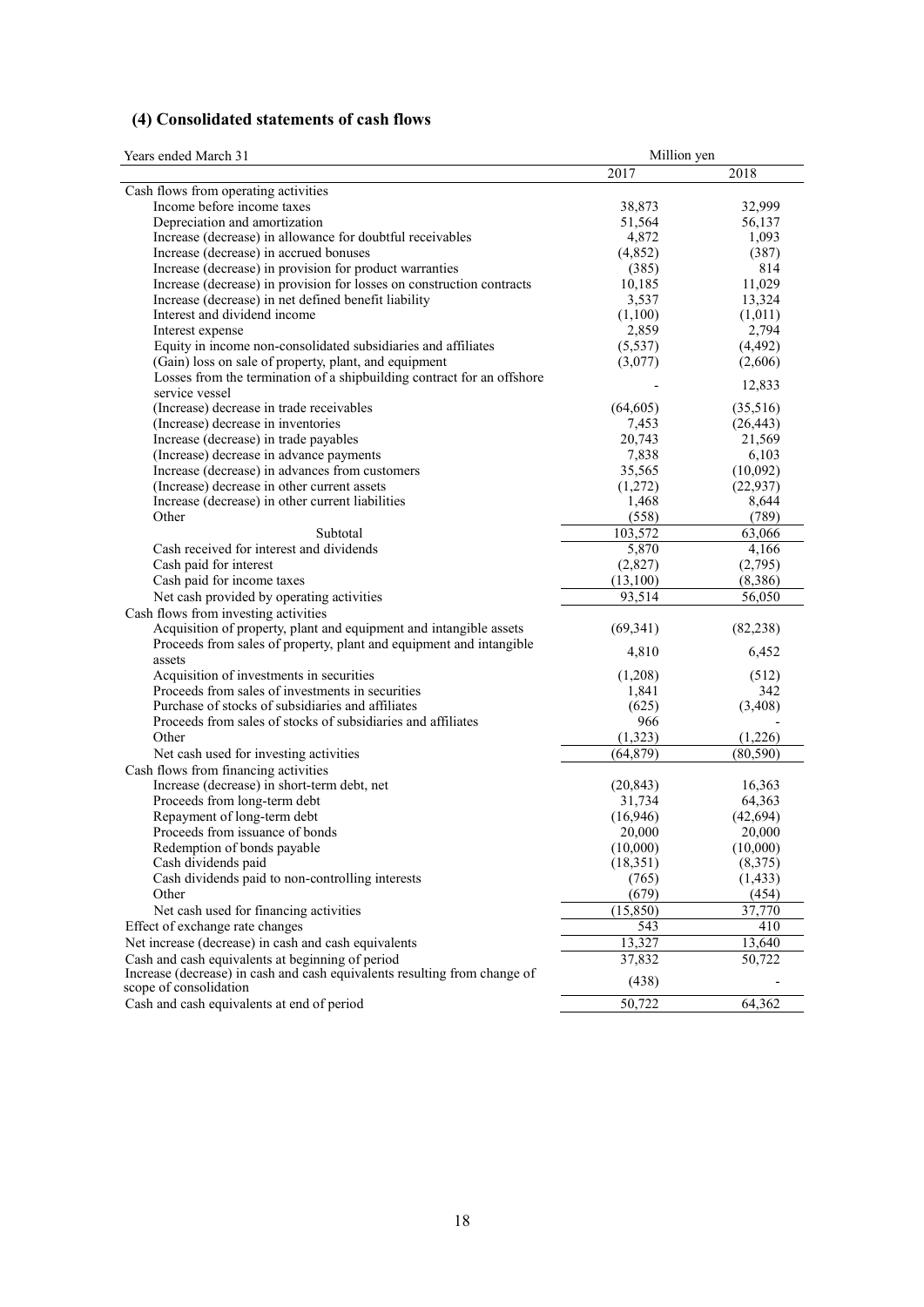## (4) Consolidated statements of cash flows

| Years ended March 31 | Million yen | |
|---|---|---|
| | 2017 | 2018 |
| Cash flows from operating activities | | |
| Income before income taxes | 38,873 | 32,999 |
| Depreciation and amortization | 51,564 | 56,137 |
| Increase (decrease) in allowance for doubtful receivables | 4,872 | 1,093 |
| Increase (decrease) in accrued bonuses | (4,852) | (387) |
| Increase (decrease) in provision for product warranties | (385) | 814 |
| Increase (decrease) in provision for losses on construction contracts | 10,185 | 11,029 |
| Increase (decrease) in net defined benefit liability | 3,537 | 13,324 |
| Interest and dividend income | (1,100) | (1,011) |
| Interest expense | 2,859 | 2,794 |
| Equity in income non-consolidated subsidiaries and affiliates | (5,537) | (4,492) |
| (Gain) loss on sale of property, plant, and equipment | (3,077) | (2,606) |
| Losses from the termination of a shipbuilding contract for an offshore service vessel | - | 12,833 |
| (Increase) decrease in trade receivables | (64,605) | (35,516) |
| (Increase) decrease in inventories | 7,453 | (26,443) |
| Increase (decrease) in trade payables | 20,743 | 21,569 |
| (Increase) decrease in advance payments | 7,838 | 6,103 |
| Increase (decrease) in advances from customers | 35,565 | (10,092) |
| (Increase) decrease in other current assets | (1,272) | (22,937) |
| Increase (decrease) in other current liabilities | 1,468 | 8,644 |
| Other | (558) | (789) |
| Subtotal | 103,572 | 63,066 |
| Cash received for interest and dividends | 5,870 | 4,166 |
| Cash paid for interest | (2,827) | (2,795) |
| Cash paid for income taxes | (13,100) | (8,386) |
| Net cash provided by operating activities | 93,514 | 56,050 |
| Cash flows from investing activities | | |
| Acquisition of property, plant and equipment and intangible assets | (69,341) | (82,238) |
| Proceeds from sales of property, plant and equipment and intangible assets | 4,810 | 6,452 |
| Acquisition of investments in securities | (1,208) | (512) |
| Proceeds from sales of investments in securities | 1,841 | 342 |
| Purchase of stocks of subsidiaries and affiliates | (625) | (3,408) |
| Proceeds from sales of stocks of subsidiaries and affiliates | 966 | - |
| Other | (1,323) | (1,226) |
| Net cash used for investing activities | (64,879) | (80,590) |
| Cash flows from financing activities | | |
| Increase (decrease) in short-term debt, net | (20,843) | 16,363 |
| Proceeds from long-term debt | 31,734 | 64,363 |
| Repayment of long-term debt | (16,946) | (42,694) |
| Proceeds from issuance of bonds | 20,000 | 20,000 |
| Redemption of bonds payable | (10,000) | (10,000) |
| Cash dividends paid | (18,351) | (8,375) |
| Cash dividends paid to non-controlling interests | (765) | (1,433) |
| Other | (679) | (454) |
| Net cash used for financing activities | (15,850) | 37,770 |
| Effect of exchange rate changes | 543 | 410 |
| Net increase (decrease) in cash and cash equivalents | 13,327 | 13,640 |
| Cash and cash equivalents at beginning of period | 37,832 | 50,722 |
| Increase (decrease) in cash and cash equivalents resulting from change of scope of consolidation | (438) | - |
| Cash and cash equivalents at end of period | 50,722 | 64,362 |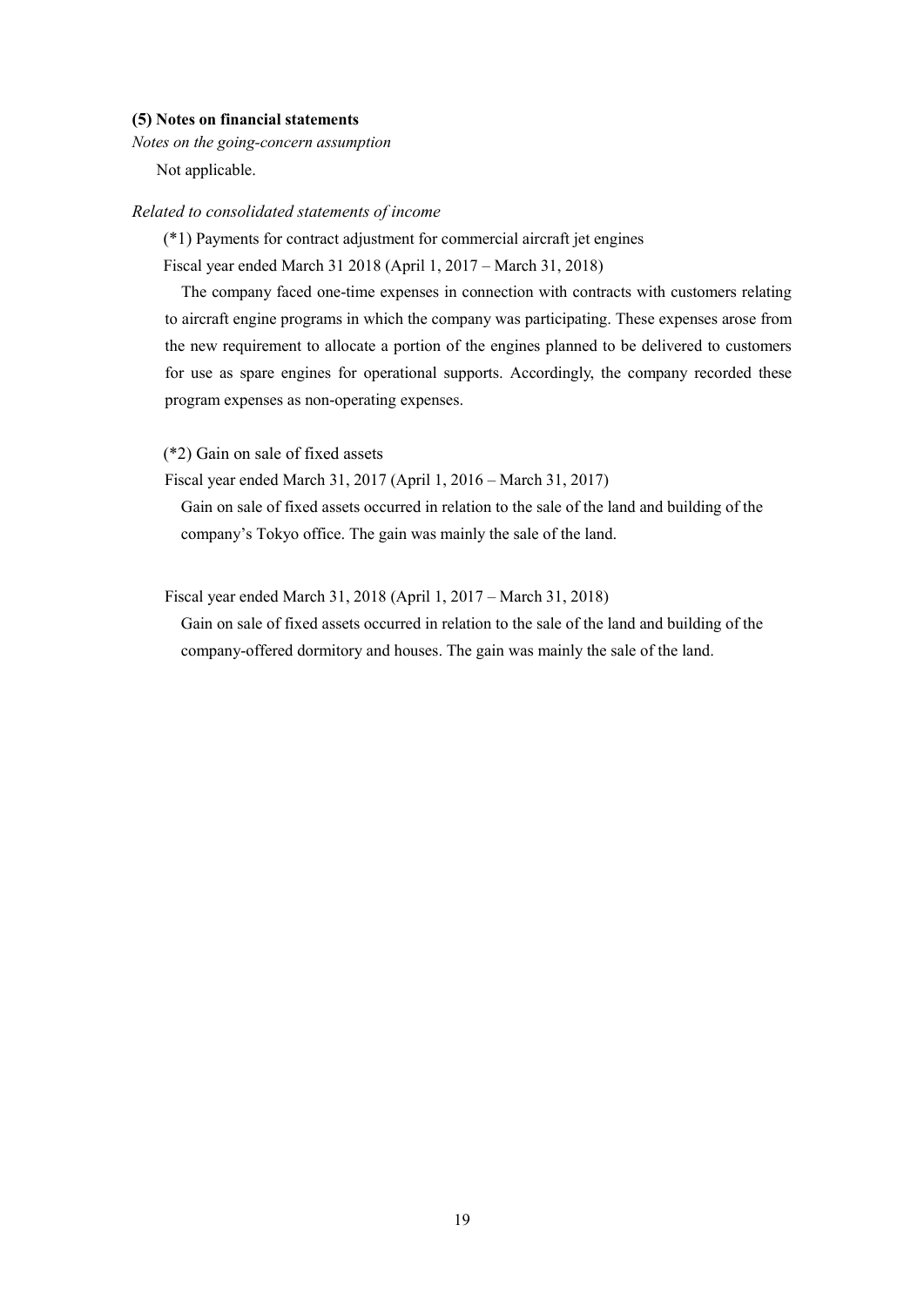**(5) Notes on financial statements**

*Notes on the going-concern assumption*

Not applicable.

*Related to consolidated statements of income*

(*1) Payments for contract adjustment for commercial aircraft jet engines

Fiscal year ended March 31 2018 (April 1, 2017 – March 31, 2018)

The company faced one-time expenses in connection with contracts with customers relating to aircraft engine programs in which the company was participating. These expenses arose from the new requirement to allocate a portion of the engines planned to be delivered to customers for use as spare engines for operational supports. Accordingly, the company recorded these program expenses as non-operating expenses.

(*2) Gain on sale of fixed assets

Fiscal year ended March 31, 2017 (April 1, 2016 – March 31, 2017)

Gain on sale of fixed assets occurred in relation to the sale of the land and building of the company's Tokyo office. The gain was mainly the sale of the land.

Fiscal year ended March 31, 2018 (April 1, 2017 – March 31, 2018)

Gain on sale of fixed assets occurred in relation to the sale of the land and building of the company-offered dormitory and houses. The gain was mainly the sale of the land.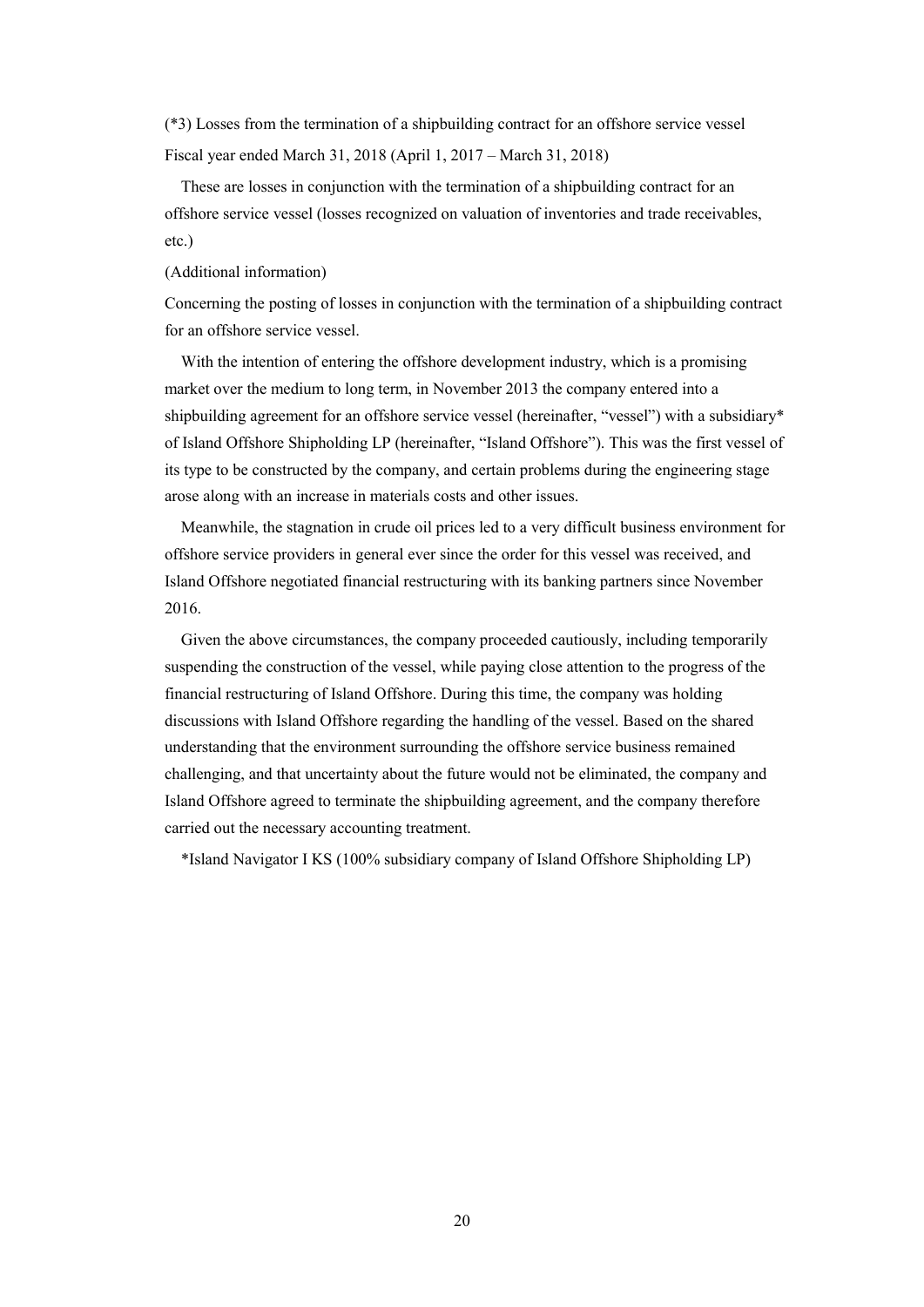(*3) Losses from the termination of a shipbuilding contract for an offshore service vessel

Fiscal year ended March 31, 2018 (April 1, 2017 – March 31, 2018)

These are losses in conjunction with the termination of a shipbuilding contract for an offshore service vessel (losses recognized on valuation of inventories and trade receivables, etc.)

(Additional information)

Concerning the posting of losses in conjunction with the termination of a shipbuilding contract for an offshore service vessel.

With the intention of entering the offshore development industry, which is a promising market over the medium to long term, in November 2013 the company entered into a shipbuilding agreement for an offshore service vessel (hereinafter, "vessel") with a subsidiary* of Island Offshore Shipholding LP (hereinafter, "Island Offshore"). This was the first vessel of its type to be constructed by the company, and certain problems during the engineering stage arose along with an increase in materials costs and other issues.

Meanwhile, the stagnation in crude oil prices led to a very difficult business environment for offshore service providers in general ever since the order for this vessel was received, and Island Offshore negotiated financial restructuring with its banking partners since November 2016.

Given the above circumstances, the company proceeded cautiously, including temporarily suspending the construction of the vessel, while paying close attention to the progress of the financial restructuring of Island Offshore. During this time, the company was holding discussions with Island Offshore regarding the handling of the vessel. Based on the shared understanding that the environment surrounding the offshore service business remained challenging, and that uncertainty about the future would not be eliminated, the company and Island Offshore agreed to terminate the shipbuilding agreement, and the company therefore carried out the necessary accounting treatment.

*Island Navigator I KS (100% subsidiary company of Island Offshore Shipholding LP)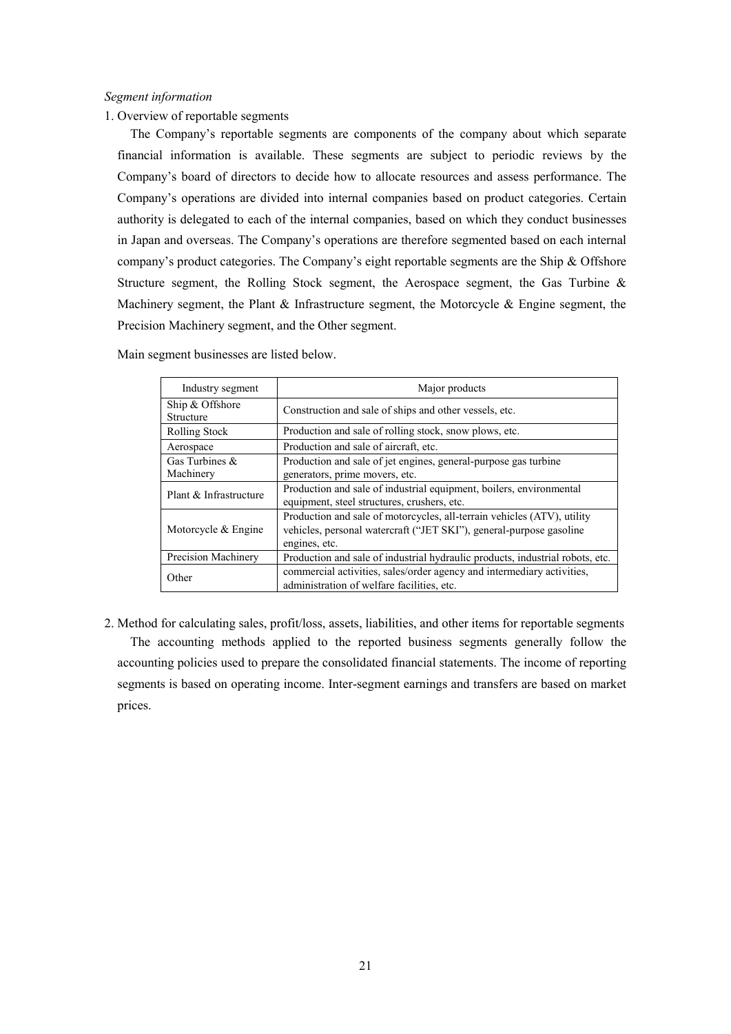*Segment information*

1. Overview of reportable segments

The Company's reportable segments are components of the company about which separate financial information is available. These segments are subject to periodic reviews by the Company's board of directors to decide how to allocate resources and assess performance. The Company's operations are divided into internal companies based on product categories. Certain authority is delegated to each of the internal companies, based on which they conduct businesses in Japan and overseas. The Company's operations are therefore segmented based on each internal company's product categories. The Company's eight reportable segments are the Ship & Offshore Structure segment, the Rolling Stock segment, the Aerospace segment, the Gas Turbine & Machinery segment, the Plant & Infrastructure segment, the Motorcycle & Engine segment, the Precision Machinery segment, and the Other segment.

Main segment businesses are listed below.

| Industry segment | Major products |
|---|---|
| Ship & Offshore Structure | Construction and sale of ships and other vessels, etc. |
| Rolling Stock | Production and sale of rolling stock, snow plows, etc. |
| Aerospace | Production and sale of aircraft, etc. |
| Gas Turbines & Machinery | Production and sale of jet engines, general-purpose gas turbine generators, prime movers, etc. |
| Plant & Infrastructure | Production and sale of industrial equipment, boilers, environmental equipment, steel structures, crushers, etc. |
| Motorcycle & Engine | Production and sale of motorcycles, all-terrain vehicles (ATV), utility vehicles, personal watercraft ("JET SKI"), general-purpose gasoline engines, etc. |
| Precision Machinery | Production and sale of industrial hydraulic products, industrial robots, etc. |
| Other | commercial activities, sales/order agency and intermediary activities, administration of welfare facilities, etc. |

2. Method for calculating sales, profit/loss, assets, liabilities, and other items for reportable segments

The accounting methods applied to the reported business segments generally follow the accounting policies used to prepare the consolidated financial statements. The income of reporting segments is based on operating income. Inter-segment earnings and transfers are based on market prices.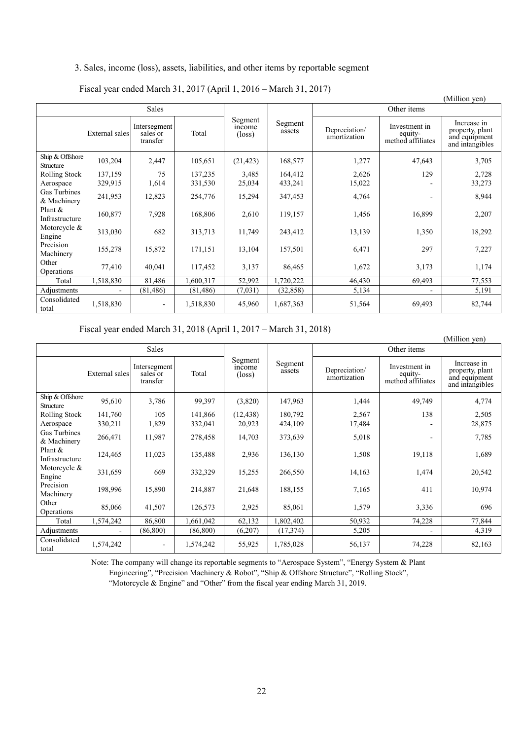3. Sales, income (loss), assets, liabilities, and other items by reportable segment

Fiscal year ended March 31, 2017 (April 1, 2016 – March 31, 2017)

(Million yen)

| | Sales | | | Segment income (loss) | Segment assets | Other items | | |
|---|---|---|---|---|---|---|---|---|
| | External sales | Intersegment sales or transfer | Total | | | Depreciation/ amortization | Investment in equity-method affiliates | Increase in property, plant and equipment and intangibles |
| Ship & Offshore Structure | 103,204 | 2,447 | 105,651 | (21,423) | 168,577 | 1,277 | 47,643 | 3,705 |
| Rolling Stock | 137,159 | 75 | 137,235 | 3,485 | 164,412 | 2,626 | 129 | 2,728 |
| Aerospace | 329,915 | 1,614 | 331,530 | 25,034 | 433,241 | 15,022 | - | 33,273 |
| Gas Turbines & Machinery | 241,953 | 12,823 | 254,776 | 15,294 | 347,453 | 4,764 | - | 8,944 |
| Plant & Infrastructure | 160,877 | 7,928 | 168,806 | 2,610 | 119,157 | 1,456 | 16,899 | 2,207 |
| Motorcycle & Engine | 313,030 | 682 | 313,713 | 11,749 | 243,412 | 13,139 | 1,350 | 18,292 |
| Precision Machinery | 155,278 | 15,872 | 171,151 | 13,104 | 157,501 | 6,471 | 297 | 7,227 |
| Other Operations | 77,410 | 40,041 | 117,452 | 3,137 | 86,465 | 1,672 | 3,173 | 1,174 |
| Total | 1,518,830 | 81,486 | 1,600,317 | 52,992 | 1,720,222 | 46,430 | 69,493 | 77,553 |
| Adjustments | - | (81,486) | (81,486) | (7,031) | (32,858) | 5,134 | - | 5,191 |
| Consolidated total | 1,518,830 | - | 1,518,830 | 45,960 | 1,687,363 | 51,564 | 69,493 | 82,744 |

Fiscal year ended March 31, 2018 (April 1, 2017 – March 31, 2018)

(Million yen)

| | Sales | | | Segment income (loss) | Segment assets | Other items | | |
|---|---|---|---|---|---|---|---|---|
| | External sales | Intersegment sales or transfer | Total | | | Depreciation/ amortization | Investment in equity-method affiliates | Increase in property, plant and equipment and intangibles |
| Ship & Offshore Structure | 95,610 | 3,786 | 99,397 | (3,820) | 147,963 | 1,444 | 49,749 | 4,774 |
| Rolling Stock | 141,760 | 105 | 141,866 | (12,438) | 180,792 | 2,567 | 138 | 2,505 |
| Aerospace | 330,211 | 1,829 | 332,041 | 20,923 | 424,109 | 17,484 | - | 28,875 |
| Gas Turbines & Machinery | 266,471 | 11,987 | 278,458 | 14,703 | 373,639 | 5,018 | - | 7,785 |
| Plant & Infrastructure | 124,465 | 11,023 | 135,488 | 2,936 | 136,130 | 1,508 | 19,118 | 1,689 |
| Motorcycle & Engine | 331,659 | 669 | 332,329 | 15,255 | 266,550 | 14,163 | 1,474 | 20,542 |
| Precision Machinery | 198,996 | 15,890 | 214,887 | 21,648 | 188,155 | 7,165 | 411 | 10,974 |
| Other Operations | 85,066 | 41,507 | 126,573 | 2,925 | 85,061 | 1,579 | 3,336 | 696 |
| Total | 1,574,242 | 86,800 | 1,661,042 | 62,132 | 1,802,402 | 50,932 | 74,228 | 77,844 |
| Adjustments | - | (86,800) | (86,800) | (6,207) | (17,374) | 5,205 | - | 4,319 |
| Consolidated total | 1,574,242 | - | 1,574,242 | 55,925 | 1,785,028 | 56,137 | 74,228 | 82,163 |

Note: The company will change its reportable segments to "Aerospace System", "Energy System & Plant Engineering", "Precision Machinery & Robot", "Ship & Offshore Structure", "Rolling Stock", "Motorcycle & Engine" and "Other" from the fiscal year ending March 31, 2019.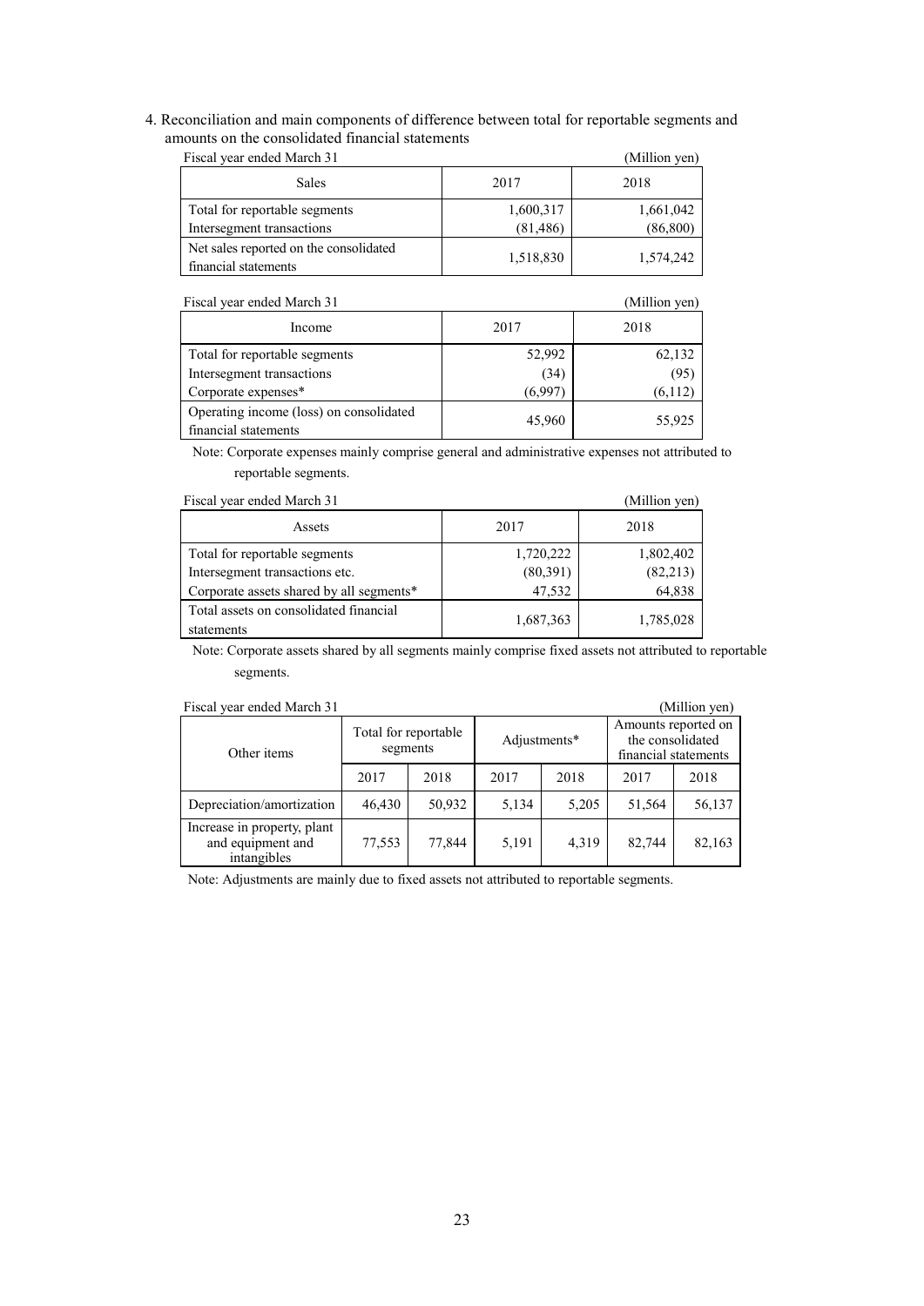4. Reconciliation and main components of difference between total for reportable segments and amounts on the consolidated financial statements

Fiscal year ended March 31 (Million yen)

| Sales | 2017 | 2018 |
|---|---|---|
| Total for reportable segments | 1,600,317 | 1,661,042 |
| Intersegment transactions | (81,486) | (86,800) |
| Net sales reported on the consolidated financial statements | 1,518,830 | 1,574,242 |

Fiscal year ended March 31 (Million yen)

| Income | 2017 | 2018 |
|---|---|---|
| Total for reportable segments | 52,992 | 62,132 |
| Intersegment transactions | (34) | (95) |
| Corporate expenses* | (6,997) | (6,112) |
| Operating income (loss) on consolidated financial statements | 45,960 | 55,925 |

Note: Corporate expenses mainly comprise general and administrative expenses not attributed to reportable segments.

Fiscal year ended March 31 (Million yen)

| Assets | 2017 | 2018 |
|---|---|---|
| Total for reportable segments | 1,720,222 | 1,802,402 |
| Intersegment transactions etc. | (80,391) | (82,213) |
| Corporate assets shared by all segments* | 47,532 | 64,838 |
| Total assets on consolidated financial statements | 1,687,363 | 1,785,028 |

Note: Corporate assets shared by all segments mainly comprise fixed assets not attributed to reportable segments.

Fiscal year ended March 31 (Million yen)

| Other items | Total for reportable segments | | Adjustments* | | Amounts reported on the consolidated financial statements | |
|---|---|---|---|---|---|---|
| | 2017 | 2018 | 2017 | 2018 | 2017 | 2018 |
| Depreciation/amortization | 46,430 | 50,932 | 5,134 | 5,205 | 51,564 | 56,137 |
| Increase in property, plant and equipment and intangibles | 77,553 | 77,844 | 5,191 | 4,319 | 82,744 | 82,163 |

Note: Adjustments are mainly due to fixed assets not attributed to reportable segments.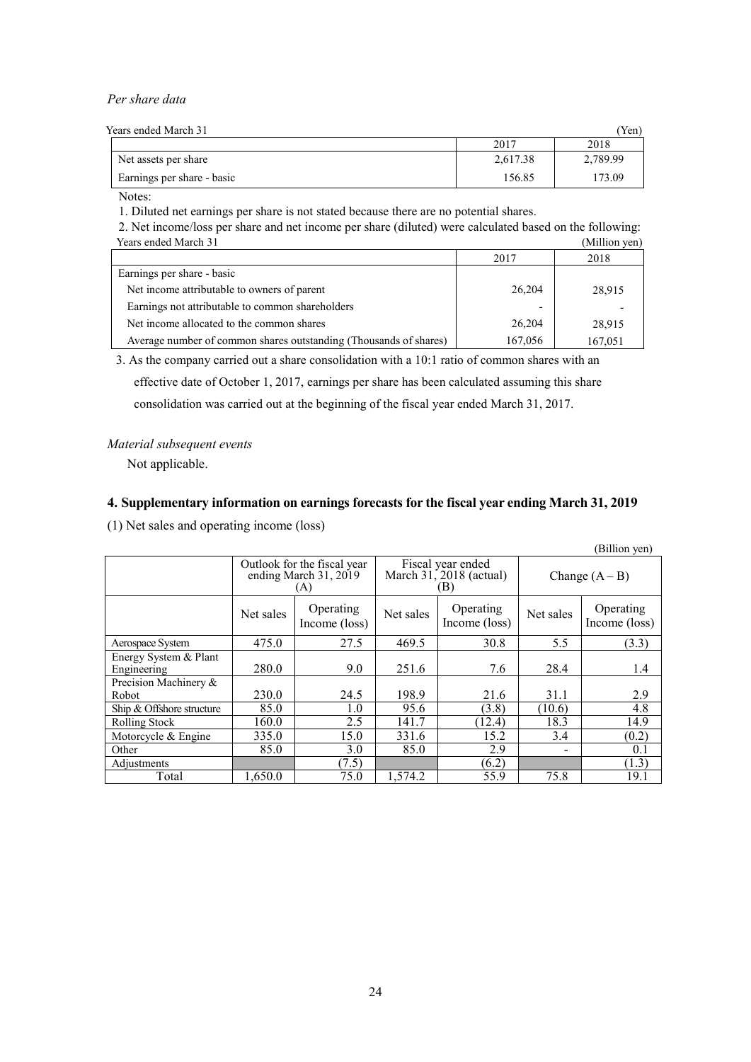*Per share data*

Years ended March 31 (Yen)

| | 2017 | 2018 |
|---|---|---|
| Net assets per share | 2,617.38 | 2,789.99 |
| Earnings per share - basic | 156.85 | 173.09 |

Notes:

1. Diluted net earnings per share is not stated because there are no potential shares.

2. Net income/loss per share and net income per share (diluted) were calculated based on the following:

Years ended March 31 (Million yen)

| | 2017 | 2018 |
|---|---|---|
| Earnings per share - basic | | |
| Net income attributable to owners of parent | 26,204 | 28,915 |
| Earnings not attributable to common shareholders | - | - |
| Net income allocated to the common shares | 26,204 | 28,915 |
| Average number of common shares outstanding (Thousands of shares) | 167,056 | 167,051 |

3. As the company carried out a share consolidation with a 10:1 ratio of common shares with an effective date of October 1, 2017, earnings per share has been calculated assuming this share consolidation was carried out at the beginning of the fiscal year ended March 31, 2017.

*Material subsequent events*

Not applicable.

## 4. Supplementary information on earnings forecasts for the fiscal year ending March 31, 2019

(1) Net sales and operating income (loss)

(Billion yen)

| | Outlook for the fiscal year ending March 31, 2019 (A) | | Fiscal year ended March 31, 2018 (actual) (B) | | Change (A – B) | |
|---|---|---|---|---|---|---|
| | Net sales | Operating Income (loss) | Net sales | Operating Income (loss) | Net sales | Operating Income (loss) |
| Aerospace System | 475.0 | 27.5 | 469.5 | 30.8 | 5.5 | (3.3) |
| Energy System & Plant Engineering | 280.0 | 9.0 | 251.6 | 7.6 | 28.4 | 1.4 |
| Precision Machinery & Robot | 230.0 | 24.5 | 198.9 | 21.6 | 31.1 | 2.9 |
| Ship & Offshore structure | 85.0 | 1.0 | 95.6 | (3.8) | (10.6) | 4.8 |
| Rolling Stock | 160.0 | 2.5 | 141.7 | (12.4) | 18.3 | 14.9 |
| Motorcycle & Engine | 335.0 | 15.0 | 331.6 | 15.2 | 3.4 | (0.2) |
| Other | 85.0 | 3.0 | 85.0 | 2.9 | - | 0.1 |
| Adjustments | | (7.5) | | (6.2) | | (1.3) |
| Total | 1,650.0 | 75.0 | 1,574.2 | 55.9 | 75.8 | 19.1 |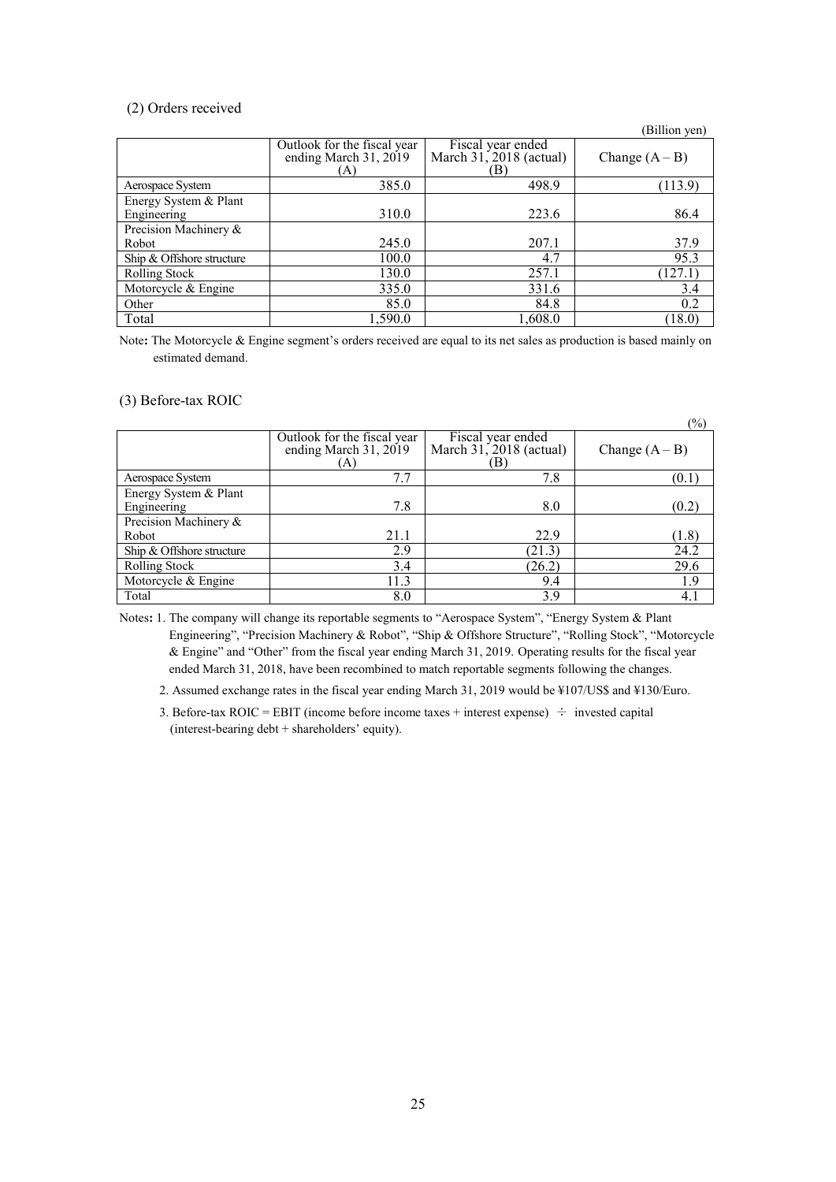## (2) Orders received

(Billion yen)

| | Outlook for the fiscal year ending March 31, 2019 (A) | Fiscal year ended March 31, 2018 (actual) (B) | Change (A – B) |
|---|---|---|---|
| Aerospace System | 385.0 | 498.9 | (113.9) |
| Energy System & Plant Engineering | 310.0 | 223.6 | 86.4 |
| Precision Machinery & Robot | 245.0 | 207.1 | 37.9 |
| Ship & Offshore structure | 100.0 | 4.7 | 95.3 |
| Rolling Stock | 130.0 | 257.1 | (127.1) |
| Motorcycle & Engine | 335.0 | 331.6 | 3.4 |
| Other | 85.0 | 84.8 | 0.2 |
| Total | 1,590.0 | 1,608.0 | (18.0) |

Note**:** The Motorcycle & Engine segment's orders received are equal to its net sales as production is based mainly on estimated demand.

## (3) Before-tax ROIC

(%)

| | Outlook for the fiscal year ending March 31, 2019 (A) | Fiscal year ended March 31, 2018 (actual) (B) | Change (A – B) |
|---|---|---|---|
| Aerospace System | 7.7 | 7.8 | (0.1) |
| Energy System & Plant Engineering | 7.8 | 8.0 | (0.2) |
| Precision Machinery & Robot | 21.1 | 22.9 | (1.8) |
| Ship & Offshore structure | 2.9 | (21.3) | 24.2 |
| Rolling Stock | 3.4 | (26.2) | 29.6 |
| Motorcycle & Engine | 11.3 | 9.4 | 1.9 |
| Total | 8.0 | 3.9 | 4.1 |

Notes**:** 1. The company will change its reportable segments to "Aerospace System", "Energy System & Plant Engineering", "Precision Machinery & Robot", "Ship & Offshore Structure", "Rolling Stock", "Motorcycle & Engine" and "Other" from the fiscal year ending March 31, 2019. Operating results for the fiscal year ended March 31, 2018, have been recombined to match reportable segments following the changes.

2. Assumed exchange rates in the fiscal year ending March 31, 2019 would be ¥107/US$ and ¥130/Euro.

3. Before-tax ROIC = EBIT (income before income taxes + interest expense) ÷ invested capital (interest-bearing debt + shareholders' equity).